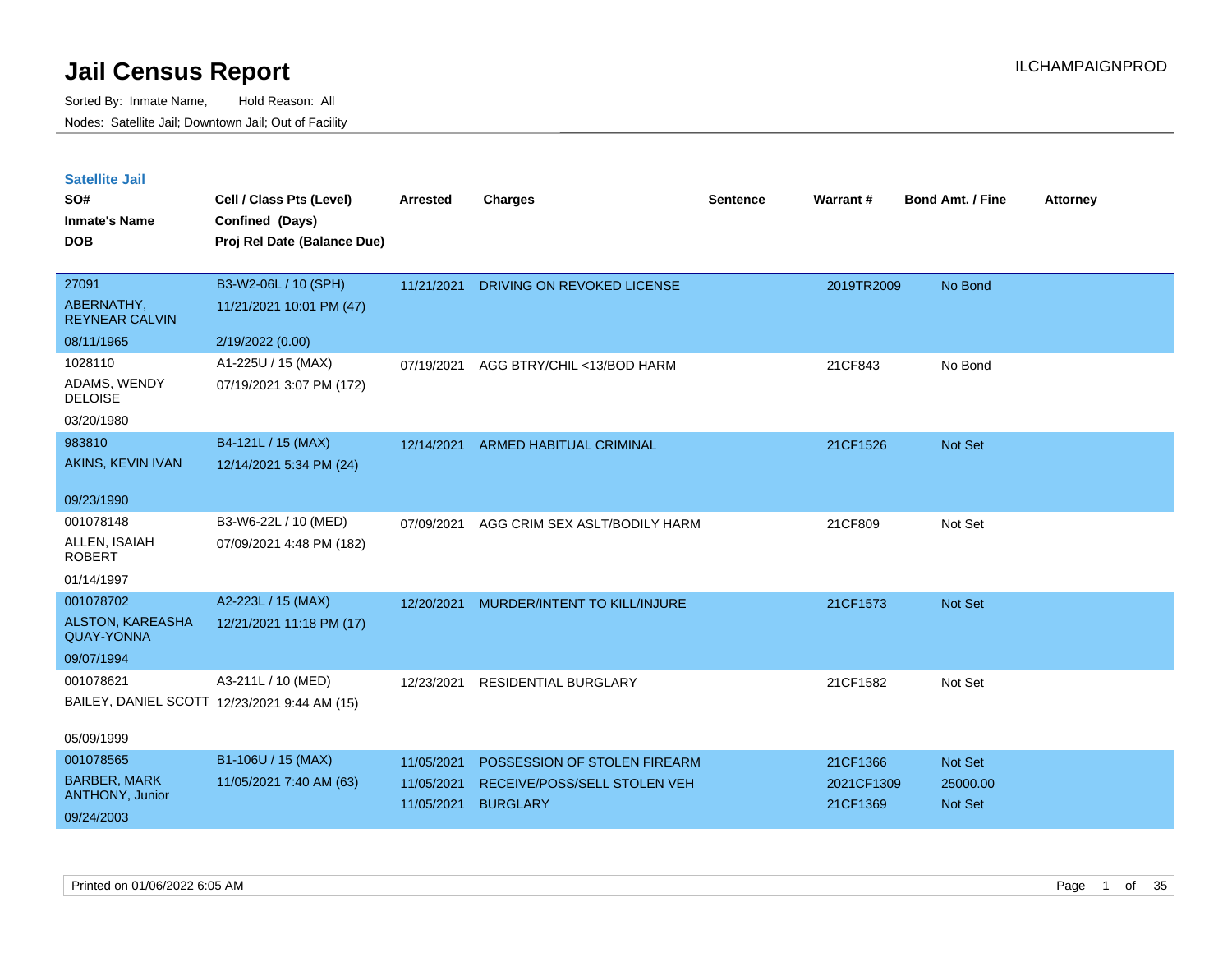# Jail Census Report

ILCHAMPAIGNPROD

Sorted By: Inmate Name, Hold Reason: All

Nodes: Satellite Jail; Downtown Jail; Out of Facility

## Satellite Jail

| SO# / Inmate's Name / DOB | Cell / Class Pts (Level) / Confined (Days) / Proj Rel Date (Balance Due) | Arrested | Charges | Sentence | Warrant # | Bond Amt. / Fine | Attorney |
|---|---|---|---|---|---|---|---|
| 27091<br>ABERNATHY, REYNEAR CALVIN<br>08/11/1965 | B3-W2-06L / 10 (SPH)<br>11/21/2021 10:01 PM (47)<br>2/19/2022 (0.00) | 11/21/2021 | DRIVING ON REVOKED LICENSE | | 2019TR2009 | No Bond | |
| 1028110<br>ADAMS, WENDY DELOISE<br>03/20/1980 | A1-225U / 15 (MAX)<br>07/19/2021 3:07 PM (172) | 07/19/2021 | AGG BTRY/CHIL <13/BOD HARM | | 21CF843 | No Bond | |
| 983810<br>AKINS, KEVIN IVAN<br>09/23/1990 | B4-121L / 15 (MAX)<br>12/14/2021 5:34 PM (24) | 12/14/2021 | ARMED HABITUAL CRIMINAL | | 21CF1526 | Not Set | |
| 001078148<br>ALLEN, ISAIAH ROBERT<br>01/14/1997 | B3-W6-22L / 10 (MED)<br>07/09/2021 4:48 PM (182) | 07/09/2021 | AGG CRIM SEX ASLT/BODILY HARM | | 21CF809 | Not Set | |
| 001078702<br>ALSTON, KAREASHA QUAY-YONNA<br>09/07/1994 | A2-223L / 15 (MAX)<br>12/21/2021 11:18 PM (17) | 12/20/2021 | MURDER/INTENT TO KILL/INJURE | | 21CF1573 | Not Set | |
| 001078621<br>BAILEY, DANIEL SCOTT<br>05/09/1999 | A3-211L / 10 (MED)<br>12/23/2021 9:44 AM (15) | 12/23/2021 | RESIDENTIAL BURGLARY | | 21CF1582 | Not Set | |
| 001078565<br>BARBER, MARK ANTHONY, Junior<br>09/24/2003 | B1-106U / 15 (MAX)<br>11/05/2021 7:40 AM (63) | 11/05/2021<br>11/05/2021<br>11/05/2021 | POSSESSION OF STOLEN FIREARM<br>RECEIVE/POSS/SELL STOLEN VEH<br>BURGLARY | | 21CF1366<br>2021CF1309<br>21CF1369 | Not Set<br>25000.00<br>Not Set | |

Printed on 01/06/2022 6:05 AM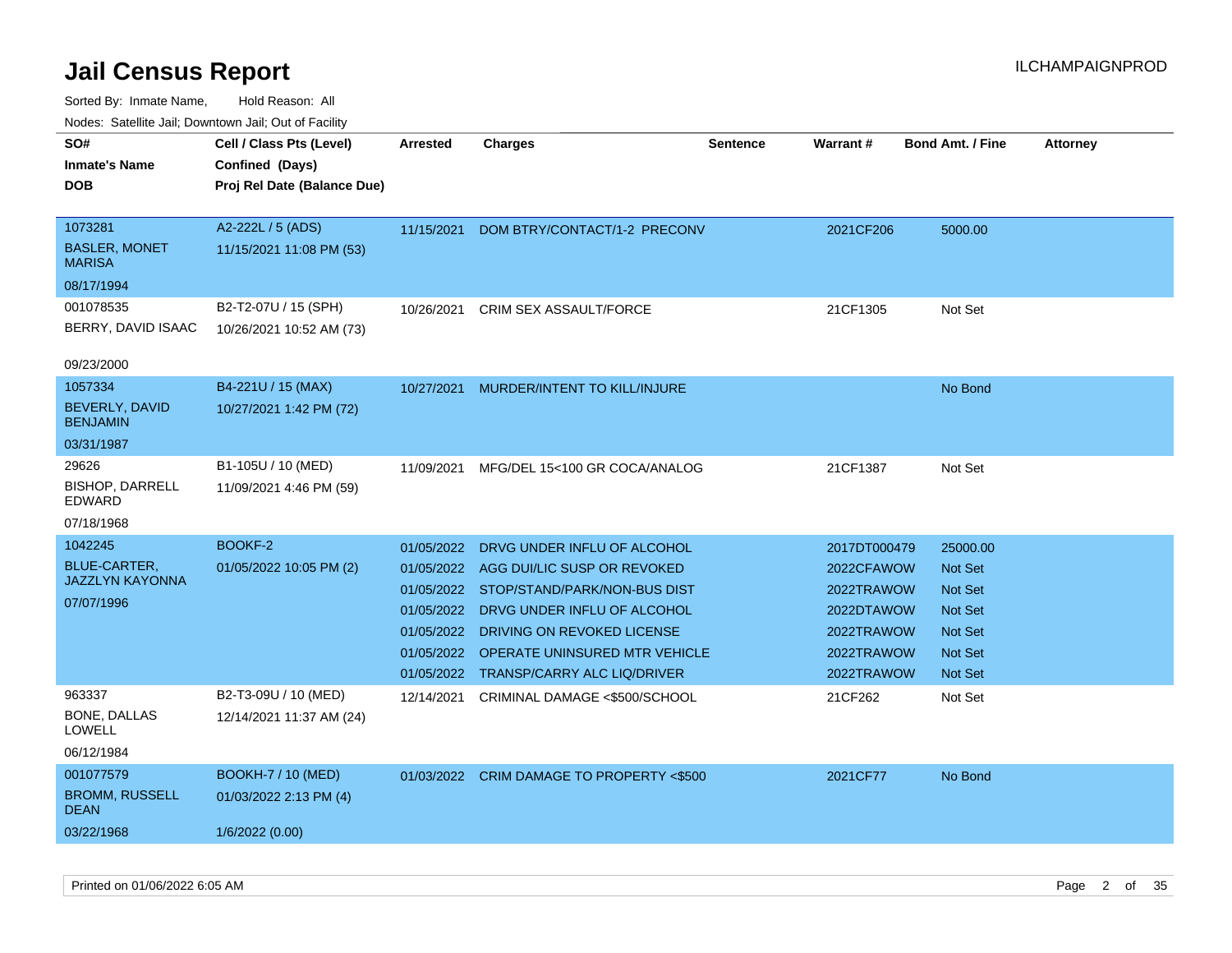# Jail Census Report

Sorted By: Inmate Name, Hold Reason: All

Nodes: Satellite Jail; Downtown Jail; Out of Facility

| SO# / Inmate's Name / DOB | Cell / Class Pts (Level) / Confined (Days) / Proj Rel Date (Balance Due) | Arrested | Charges | Sentence | Warrant # | Bond Amt. / Fine | Attorney |
|---|---|---|---|---|---|---|---|
| 1073281 BASLER, MONET MARISA 08/17/1994 | A2-222L / 5 (ADS) 11/15/2021 11:08 PM (53) | 11/15/2021 | DOM BTRY/CONTACT/1-2 PRECONV | | 2021CF206 | 5000.00 | |
| 001078535 BERRY, DAVID ISAAC 09/23/2000 | B2-T2-07U / 15 (SPH) 10/26/2021 10:52 AM (73) | 10/26/2021 | CRIM SEX ASSAULT/FORCE | | 21CF1305 | Not Set | |
| 1057334 BEVERLY, DAVID BENJAMIN 03/31/1987 | B4-221U / 15 (MAX) 10/27/2021 1:42 PM (72) | 10/27/2021 | MURDER/INTENT TO KILL/INJURE | | | No Bond | |
| 29626 BISHOP, DARRELL EDWARD 07/18/1968 | B1-105U / 10 (MED) 11/09/2021 4:46 PM (59) | 11/09/2021 | MFG/DEL 15<100 GR COCA/ANALOG | | 21CF1387 | Not Set | |
| 1042245 BLUE-CARTER, JAZZLYN KAYONNA 07/07/1996 | BOOKF-2 01/05/2022 10:05 PM (2) | 01/05/2022 | DRVG UNDER INFLU OF ALCOHOL | | 2017DT000479 | 25000.00 | |
| | | 01/05/2022 | AGG DUI/LIC SUSP OR REVOKED | | 2022CFAWOW | Not Set | |
| | | 01/05/2022 | STOP/STAND/PARK/NON-BUS DIST | | 2022TRAWOW | Not Set | |
| | | 01/05/2022 | DRVG UNDER INFLU OF ALCOHOL | | 2022DTAWOW | Not Set | |
| | | 01/05/2022 | DRIVING ON REVOKED LICENSE | | 2022TRAWOW | Not Set | |
| | | 01/05/2022 | OPERATE UNINSURED MTR VEHICLE | | 2022TRAWOW | Not Set | |
| | | 01/05/2022 | TRANSP/CARRY ALC LIQ/DRIVER | | 2022TRAWOW | Not Set | |
| 963337 BONE, DALLAS LOWELL 06/12/1984 | B2-T3-09U / 10 (MED) 12/14/2021 11:37 AM (24) | 12/14/2021 | CRIMINAL DAMAGE <$500/SCHOOL | | 21CF262 | Not Set | |
| 001077579 BROMM, RUSSELL DEAN 03/22/1968 | BOOKH-7 / 10 (MED) 01/03/2022 2:13 PM (4) 1/6/2022 (0.00) | 01/03/2022 | CRIM DAMAGE TO PROPERTY <$500 | | 2021CF77 | No Bond | |

Printed on 01/06/2022 6:05 AM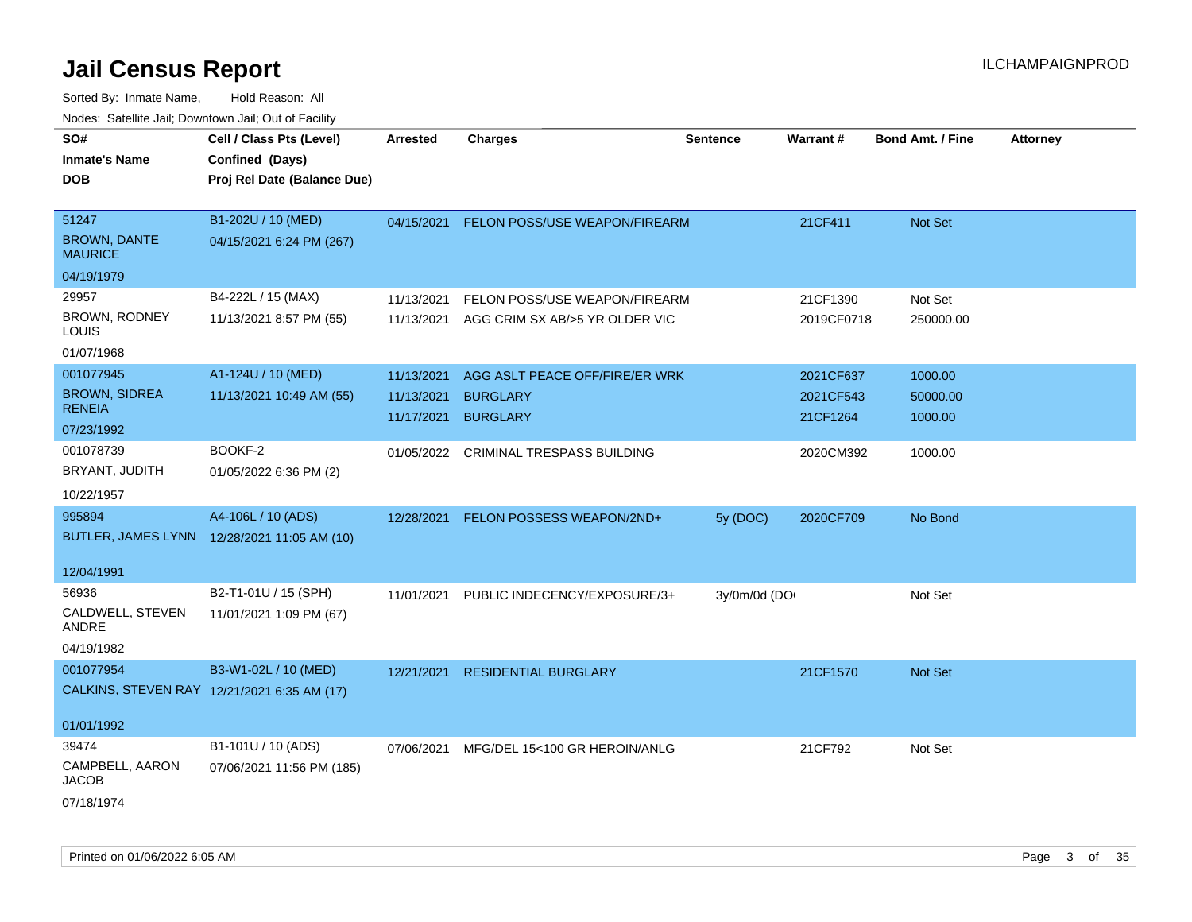# Jail Census Report

ILCHAMPAIGNPROD

Sorted By: Inmate Name, Hold Reason: All

Nodes: Satellite Jail; Downtown Jail; Out of Facility

| SO# / Inmate's Name / DOB | Cell / Class Pts (Level) / Confined (Days) / Proj Rel Date (Balance Due) | Arrested | Charges | Sentence | Warrant # | Bond Amt. / Fine | Attorney |
|---|---|---|---|---|---|---|---|
| 51247 BROWN, DANTE MAURICE 04/19/1979 | B1-202U / 10 (MED) 04/15/2021 6:24 PM (267) | 04/15/2021 | FELON POSS/USE WEAPON/FIREARM | | 21CF411 | Not Set | |
| 29957 BROWN, RODNEY LOUIS 01/07/1968 | B4-222L / 15 (MAX) 11/13/2021 8:57 PM (55) | 11/13/2021 | FELON POSS/USE WEAPON/FIREARM | | 21CF1390 | Not Set | |
| | | 11/13/2021 | AGG CRIM SX AB/>5 YR OLDER VIC | | 2019CF0718 | 250000.00 | |
| 001077945 BROWN, SIDREA RENEIA 07/23/1992 | A1-124U / 10 (MED) 11/13/2021 10:49 AM (55) | 11/13/2021 | AGG ASLT PEACE OFF/FIRE/ER WRK | | 2021CF637 | 1000.00 | |
| | | 11/13/2021 | BURGLARY | | 2021CF543 | 50000.00 | |
| | | 11/17/2021 | BURGLARY | | 21CF1264 | 1000.00 | |
| 001078739 BRYANT, JUDITH 10/22/1957 | BOOKF-2 01/05/2022 6:36 PM (2) | 01/05/2022 | CRIMINAL TRESPASS BUILDING | | 2020CM392 | 1000.00 | |
| 995894 BUTLER, JAMES LYNN 12/04/1991 | A4-106L / 10 (ADS) 12/28/2021 11:05 AM (10) | 12/28/2021 | FELON POSSESS WEAPON/2ND+ | 5y (DOC) | 2020CF709 | No Bond | |
| 56936 CALDWELL, STEVEN ANDRE 04/19/1982 | B2-T1-01U / 15 (SPH) 11/01/2021 1:09 PM (67) | 11/01/2021 | PUBLIC INDECENCY/EXPOSURE/3+ | 3y/0m/0d (DO | | Not Set | |
| 001077954 CALKINS, STEVEN RAY 01/01/1992 | B3-W1-02L / 10 (MED) 12/21/2021 6:35 AM (17) | 12/21/2021 | RESIDENTIAL BURGLARY | | 21CF1570 | Not Set | |
| 39474 CAMPBELL, AARON JACOB 07/18/1974 | B1-101U / 10 (ADS) 07/06/2021 11:56 PM (185) | 07/06/2021 | MFG/DEL 15<100 GR HEROIN/ANLG | | 21CF792 | Not Set | |

Printed on 01/06/2022 6:05 AM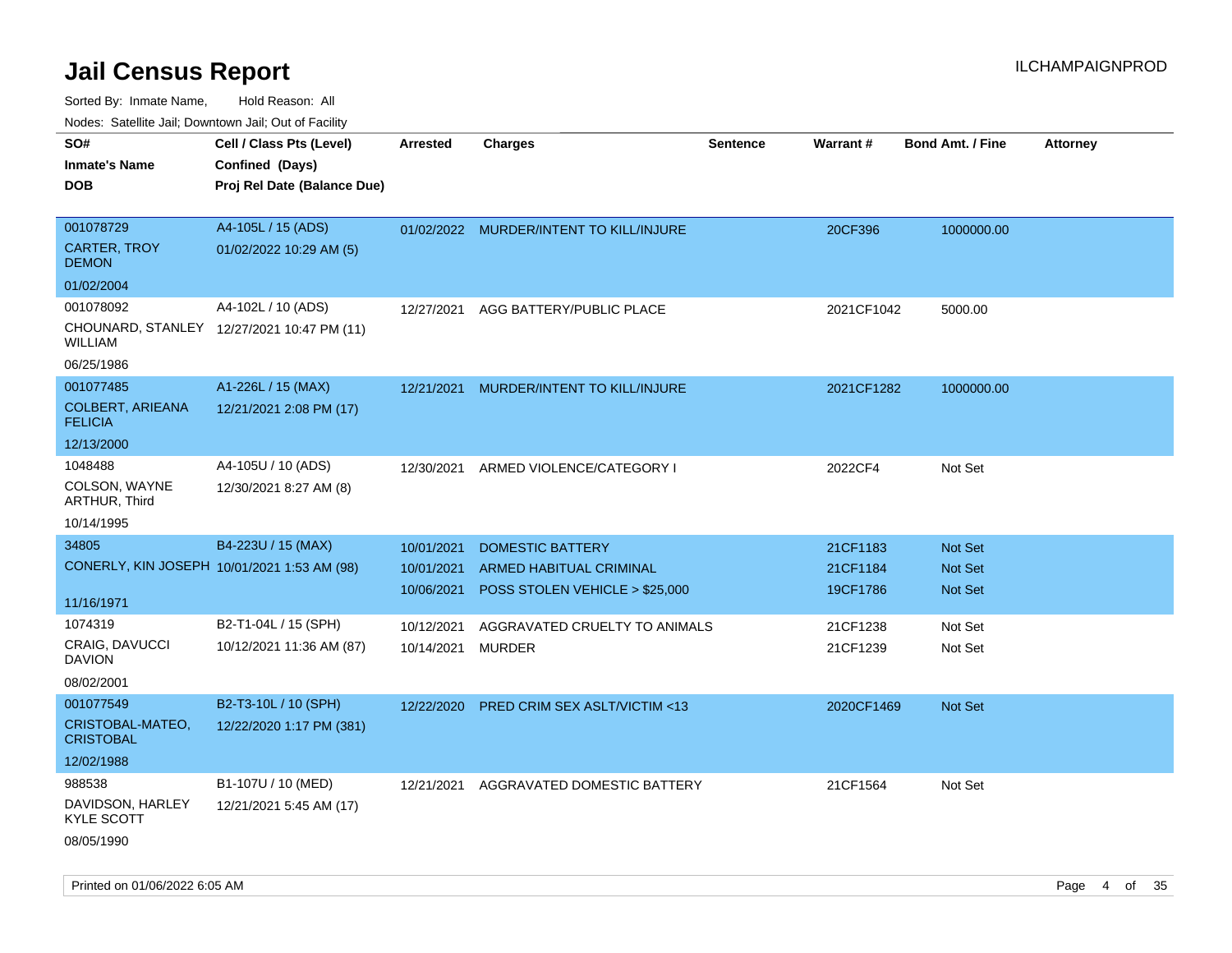# Jail Census Report

ILCHAMPAIGNPROD

Sorted By: Inmate Name, Hold Reason: All

Nodes: Satellite Jail; Downtown Jail; Out of Facility

| SO# / Inmate's Name / DOB | Cell / Class Pts (Level) / Confined (Days) / Proj Rel Date (Balance Due) | Arrested | Charges | Sentence | Warrant # | Bond Amt. / Fine | Attorney |
|---|---|---|---|---|---|---|---|
| 001078729<br>CARTER, TROY DEMON<br>01/02/2004 | A4-105L / 15 (ADS)<br>01/02/2022 10:29 AM (5) | 01/02/2022 | MURDER/INTENT TO KILL/INJURE | | 20CF396 | 1000000.00 | |
| 001078092<br>CHOUNARD, STANLEY WILLIAM<br>06/25/1986 | A4-102L / 10 (ADS)<br>12/27/2021 10:47 PM (11) | 12/27/2021 | AGG BATTERY/PUBLIC PLACE | | 2021CF1042 | 5000.00 | |
| 001077485<br>COLBERT, ARIEANA FELICIA<br>12/13/2000 | A1-226L / 15 (MAX)<br>12/21/2021 2:08 PM (17) | 12/21/2021 | MURDER/INTENT TO KILL/INJURE | | 2021CF1282 | 1000000.00 | |
| 1048488<br>COLSON, WAYNE ARTHUR, Third<br>10/14/1995 | A4-105U / 10 (ADS)<br>12/30/2021 8:27 AM (8) | 12/30/2021 | ARMED VIOLENCE/CATEGORY I | | 2022CF4 | Not Set | |
| 34805<br>CONERLY, KIN JOSEPH<br>11/16/1971 | B4-223U / 15 (MAX)<br>10/01/2021 1:53 AM (98) | 10/01/2021 | DOMESTIC BATTERY | | 21CF1183 | Not Set | |
| | | 10/01/2021 | ARMED HABITUAL CRIMINAL | | 21CF1184 | Not Set | |
| | | 10/06/2021 | POSS STOLEN VEHICLE > $25,000 | | 19CF1786 | Not Set | |
| 1074319<br>CRAIG, DAVUCCI DAVION<br>08/02/2001 | B2-T1-04L / 15 (SPH)<br>10/12/2021 11:36 AM (87) | 10/12/2021 | AGGRAVATED CRUELTY TO ANIMALS | | 21CF1238 | Not Set | |
| | | 10/14/2021 | MURDER | | 21CF1239 | Not Set | |
| 001077549<br>CRISTOBAL-MATEO, CRISTOBAL<br>12/02/1988 | B2-T3-10L / 10 (SPH)<br>12/22/2020 1:17 PM (381) | 12/22/2020 | PRED CRIM SEX ASLT/VICTIM <13 | | 2020CF1469 | Not Set | |
| 988538<br>DAVIDSON, HARLEY KYLE SCOTT<br>08/05/1990 | B1-107U / 10 (MED)<br>12/21/2021 5:45 AM (17) | 12/21/2021 | AGGRAVATED DOMESTIC BATTERY | | 21CF1564 | Not Set | |

Printed on 01/06/2022 6:05 AM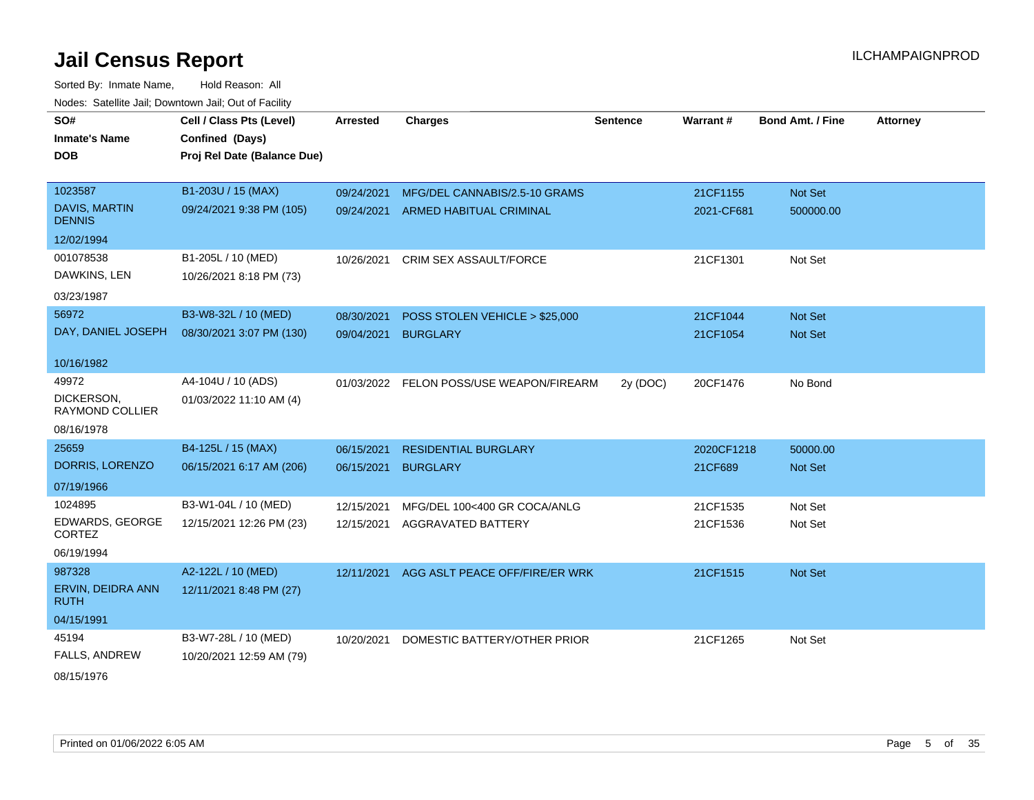# Jail Census Report

ILCHAMPAIGNPROD

Sorted By: Inmate Name, Hold Reason: All

Nodes: Satellite Jail; Downtown Jail; Out of Facility

| SO# / Inmate's Name / DOB | Cell / Class Pts (Level) / Confined (Days) / Proj Rel Date (Balance Due) | Arrested | Charges | Sentence | Warrant # | Bond Amt. / Fine | Attorney |
|---|---|---|---|---|---|---|---|
| 1023587<br>DAVIS, MARTIN DENNIS<br>12/02/1994 | B1-203U / 15 (MAX)<br>09/24/2021 9:38 PM (105) | 09/24/2021<br>09/24/2021 | MFG/DEL CANNABIS/2.5-10 GRAMS<br>ARMED HABITUAL CRIMINAL | | 21CF1155<br>2021-CF681 | Not Set<br>500000.00 | |
| 001078538<br>DAWKINS, LEN<br>03/23/1987 | B1-205L / 10 (MED)<br>10/26/2021 8:18 PM (73) | 10/26/2021 | CRIM SEX ASSAULT/FORCE | | 21CF1301 | Not Set | |
| 56972<br>DAY, DANIEL JOSEPH<br>10/16/1982 | B3-W8-32L / 10 (MED)<br>08/30/2021 3:07 PM (130) | 08/30/2021<br>09/04/2021 | POSS STOLEN VEHICLE > $25,000<br>BURGLARY | | 21CF1044<br>21CF1054 | Not Set<br>Not Set | |
| 49972<br>DICKERSON, RAYMOND COLLIER<br>08/16/1978 | A4-104U / 10 (ADS)<br>01/03/2022 11:10 AM (4) | 01/03/2022 | FELON POSS/USE WEAPON/FIREARM | 2y (DOC) | 20CF1476 | No Bond | |
| 25659<br>DORRIS, LORENZO<br>07/19/1966 | B4-125L / 15 (MAX)<br>06/15/2021 6:17 AM (206) | 06/15/2021<br>06/15/2021 | RESIDENTIAL BURGLARY<br>BURGLARY | | 2020CF1218<br>21CF689 | 50000.00<br>Not Set | |
| 1024895<br>EDWARDS, GEORGE CORTEZ<br>06/19/1994 | B3-W1-04L / 10 (MED)<br>12/15/2021 12:26 PM (23) | 12/15/2021<br>12/15/2021 | MFG/DEL 100<400 GR COCA/ANLG<br>AGGRAVATED BATTERY | | 21CF1535<br>21CF1536 | Not Set<br>Not Set | |
| 987328<br>ERVIN, DEIDRA ANN RUTH<br>04/15/1991 | A2-122L / 10 (MED)<br>12/11/2021 8:48 PM (27) | 12/11/2021 | AGG ASLT PEACE OFF/FIRE/ER WRK | | 21CF1515 | Not Set | |
| 45194<br>FALLS, ANDREW<br>08/15/1976 | B3-W7-28L / 10 (MED)<br>10/20/2021 12:59 AM (79) | 10/20/2021 | DOMESTIC BATTERY/OTHER PRIOR | | 21CF1265 | Not Set | |

Printed on 01/06/2022 6:05 AM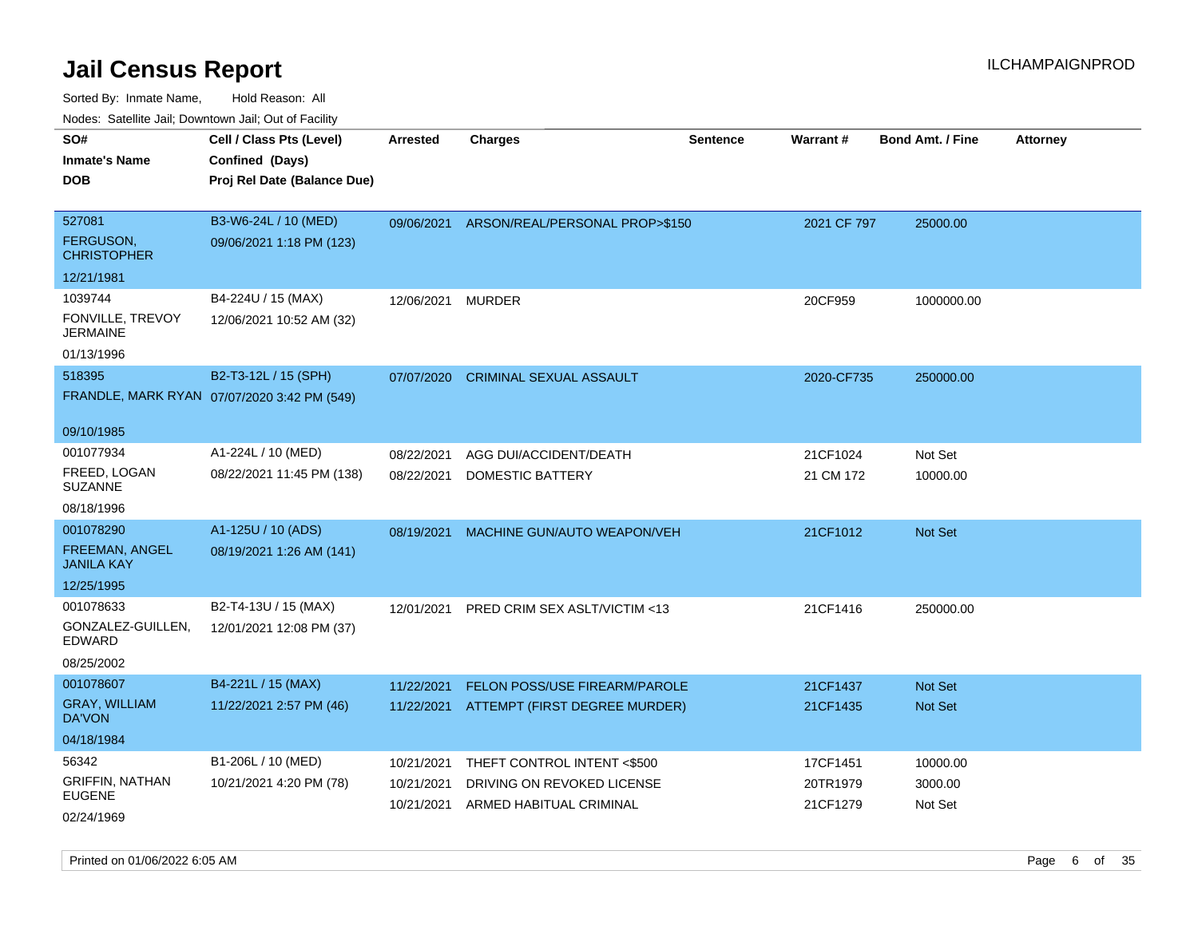# Jail Census Report

ILCHAMPAIGNPROD

Sorted By: Inmate Name, Hold Reason: All

Nodes: Satellite Jail; Downtown Jail; Out of Facility

| SO# / Inmate's Name / DOB | Cell / Class Pts (Level) / Confined (Days) / Proj Rel Date (Balance Due) | Arrested | Charges | Sentence | Warrant # | Bond Amt. / Fine | Attorney |
|---|---|---|---|---|---|---|---|
| 527081<br>FERGUSON, CHRISTOPHER<br>12/21/1981 | B3-W6-24L / 10 (MED)<br>09/06/2021 1:18 PM (123) | 09/06/2021 | ARSON/REAL/PERSONAL PROP>$150 | | 2021 CF 797 | 25000.00 | |
| 1039744<br>FONVILLE, TREVOY JERMAINE<br>01/13/1996 | B4-224U / 15 (MAX)<br>12/06/2021 10:52 AM (32) | 12/06/2021 | MURDER | | 20CF959 | 1000000.00 | |
| 518395<br>FRANDLE, MARK RYAN<br>09/10/1985 | B2-T3-12L / 15 (SPH)<br>07/07/2020 3:42 PM (549) | 07/07/2020 | CRIMINAL SEXUAL ASSAULT | | 2020-CF735 | 250000.00 | |
| 001077934<br>FREED, LOGAN SUZANNE<br>08/18/1996 | A1-224L / 10 (MED)<br>08/22/2021 11:45 PM (138) | 08/22/2021<br>08/22/2021 | AGG DUI/ACCIDENT/DEATH<br>DOMESTIC BATTERY | | 21CF1024<br>21 CM 172 | Not Set<br>10000.00 | |
| 001078290<br>FREEMAN, ANGEL JANILA KAY<br>12/25/1995 | A1-125U / 10 (ADS)<br>08/19/2021 1:26 AM (141) | 08/19/2021 | MACHINE GUN/AUTO WEAPON/VEH | | 21CF1012 | Not Set | |
| 001078633<br>GONZALEZ-GUILLEN, EDWARD<br>08/25/2002 | B2-T4-13U / 15 (MAX)<br>12/01/2021 12:08 PM (37) | 12/01/2021 | PRED CRIM SEX ASLT/VICTIM <13 | | 21CF1416 | 250000.00 | |
| 001078607<br>GRAY, WILLIAM DA'VON<br>04/18/1984 | B4-221L / 15 (MAX)<br>11/22/2021 2:57 PM (46) | 11/22/2021<br>11/22/2021 | FELON POSS/USE FIREARM/PAROLE<br>ATTEMPT (FIRST DEGREE MURDER) | | 21CF1437<br>21CF1435 | Not Set<br>Not Set | |
| 56342<br>GRIFFIN, NATHAN EUGENE<br>02/24/1969 | B1-206L / 10 (MED)<br>10/21/2021 4:20 PM (78) | 10/21/2021<br>10/21/2021<br>10/21/2021 | THEFT CONTROL INTENT <$500<br>DRIVING ON REVOKED LICENSE<br>ARMED HABITUAL CRIMINAL | | 17CF1451<br>20TR1979<br>21CF1279 | 10000.00<br>3000.00<br>Not Set | |

Printed on 01/06/2022 6:05 AM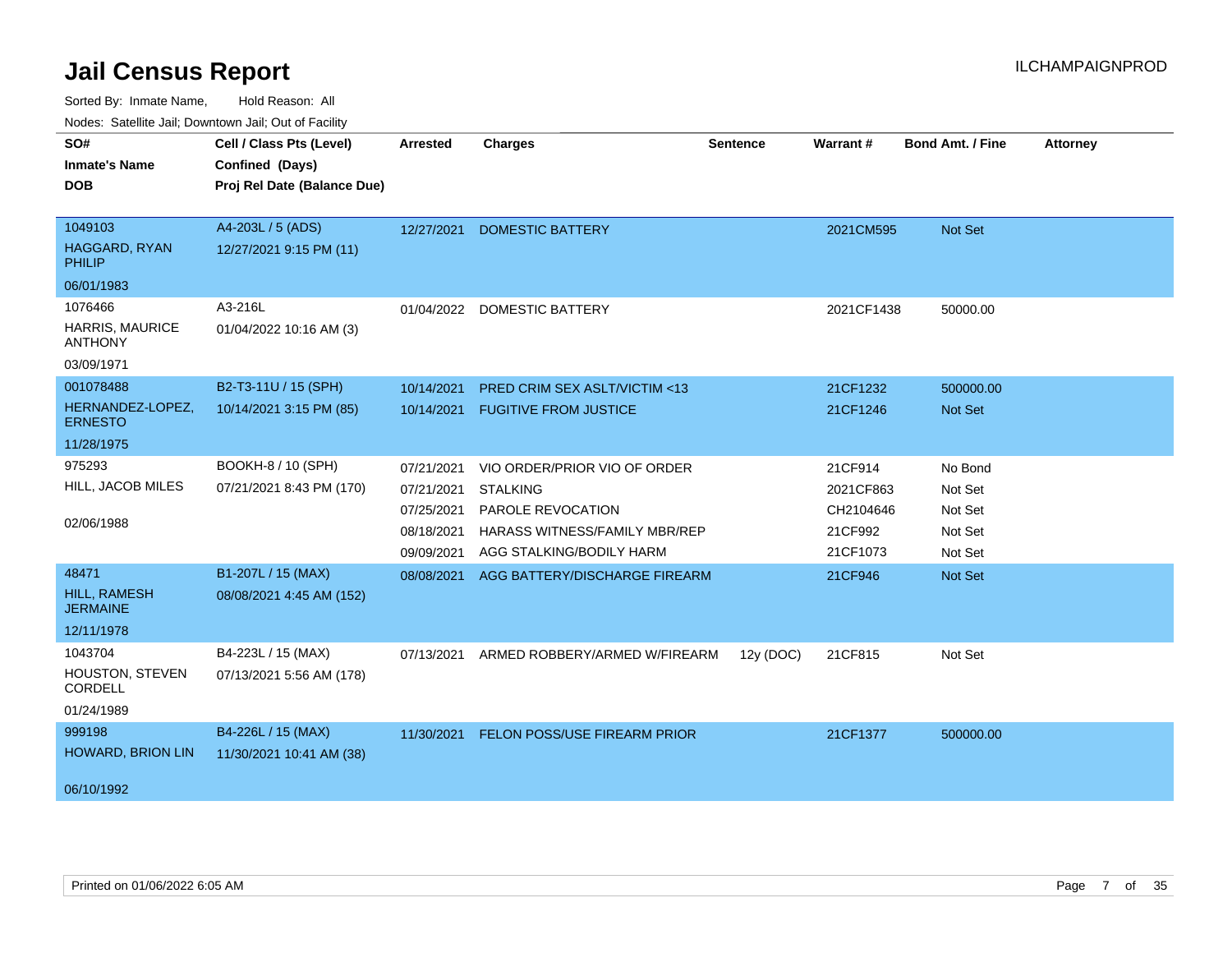# Jail Census Report

ILCHAMPAIGNPROD

Sorted By: Inmate Name, Hold Reason: All

Nodes: Satellite Jail; Downtown Jail; Out of Facility

| SO# / Inmate's Name / DOB | Cell / Class Pts (Level) / Confined (Days) / Proj Rel Date (Balance Due) | Arrested | Charges | Sentence | Warrant # | Bond Amt. / Fine | Attorney |
|---|---|---|---|---|---|---|---|
| 1049103<br>HAGGARD, RYAN PHILIP<br>06/01/1983 | A4-203L / 5 (ADS)<br>12/27/2021 9:15 PM (11) | 12/27/2021 | DOMESTIC BATTERY | | 2021CM595 | Not Set | |
| 1076466<br>HARRIS, MAURICE ANTHONY<br>03/09/1971 | A3-216L<br>01/04/2022 10:16 AM (3) | 01/04/2022 | DOMESTIC BATTERY | | 2021CF1438 | 50000.00 | |
| 001078488<br>HERNANDEZ-LOPEZ, ERNESTO<br>11/28/1975 | B2-T3-11U / 15 (SPH)<br>10/14/2021 3:15 PM (85) | 10/14/2021 | PRED CRIM SEX ASLT/VICTIM <13 | | 21CF1232 | 500000.00 | |
| | | 10/14/2021 | FUGITIVE FROM JUSTICE | | 21CF1246 | Not Set | |
| 975293<br>HILL, JACOB MILES<br>02/06/1988 | BOOKH-8 / 10 (SPH)<br>07/21/2021 8:43 PM (170) | 07/21/2021 | VIO ORDER/PRIOR VIO OF ORDER | | 21CF914 | No Bond | |
| | | 07/21/2021 | STALKING | | 2021CF863 | Not Set | |
| | | 07/25/2021 | PAROLE REVOCATION | | CH2104646 | Not Set | |
| | | 08/18/2021 | HARASS WITNESS/FAMILY MBR/REP | | 21CF992 | Not Set | |
| | | 09/09/2021 | AGG STALKING/BODILY HARM | | 21CF1073 | Not Set | |
| 48471<br>HILL, RAMESH JERMAINE<br>12/11/1978 | B1-207L / 15 (MAX)<br>08/08/2021 4:45 AM (152) | 08/08/2021 | AGG BATTERY/DISCHARGE FIREARM | | 21CF946 | Not Set | |
| 1043704<br>HOUSTON, STEVEN CORDELL<br>01/24/1989 | B4-223L / 15 (MAX)<br>07/13/2021 5:56 AM (178) | 07/13/2021 | ARMED ROBBERY/ARMED W/FIREARM | 12y (DOC) | 21CF815 | Not Set | |
| 999198<br>HOWARD, BRION LIN<br>06/10/1992 | B4-226L / 15 (MAX)<br>11/30/2021 10:41 AM (38) | 11/30/2021 | FELON POSS/USE FIREARM PRIOR | | 21CF1377 | 500000.00 | |

Printed on 01/06/2022 6:05 AM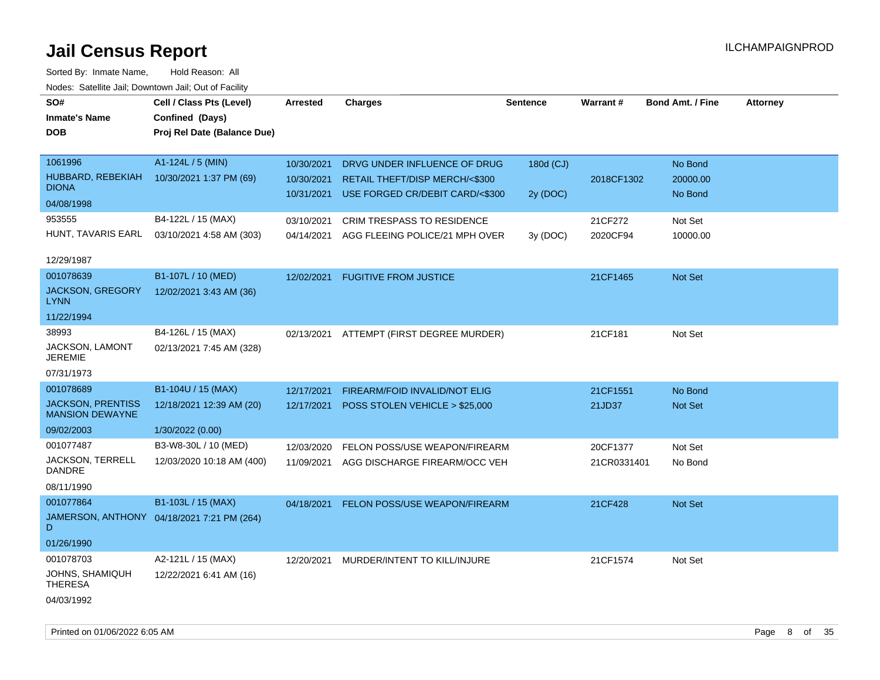# Jail Census Report

ILCHAMPAIGNPROD

Sorted By: Inmate Name, Hold Reason: All

Nodes: Satellite Jail; Downtown Jail; Out of Facility

| SO# / Inmate's Name / DOB | Cell / Class Pts (Level) / Confined (Days) / Proj Rel Date (Balance Due) | Arrested | Charges | Sentence | Warrant # | Bond Amt. / Fine | Attorney |
|---|---|---|---|---|---|---|---|
| 1061996<br>HUBBARD, REBEKIAH DIONA<br>04/08/1998 | A1-124L / 5 (MIN)<br>10/30/2021 1:37 PM (69) | 10/30/2021<br>10/30/2021<br>10/31/2021 | DRVG UNDER INFLUENCE OF DRUG<br>RETAIL THEFT/DISP MERCH/<$300<br>USE FORGED CR/DEBIT CARD/<$300 | 180d (CJ)<br><br>2y (DOC) | <br>2018CF1302<br> | No Bond<br>20000.00<br>No Bond | |
| 953555<br>HUNT, TAVARIS EARL<br>12/29/1987 | B4-122L / 15 (MAX)<br>03/10/2021 4:58 AM (303) | 03/10/2021<br>04/14/2021 | CRIM TRESPASS TO RESIDENCE<br>AGG FLEEING POLICE/21 MPH OVER | <br>3y (DOC) | 21CF272<br>2020CF94 | Not Set<br>10000.00 | |
| 001078639<br>JACKSON, GREGORY LYNN<br>11/22/1994 | B1-107L / 10 (MED)<br>12/02/2021 3:43 AM (36) | 12/02/2021 | FUGITIVE FROM JUSTICE | | 21CF1465 | Not Set | |
| 38993<br>JACKSON, LAMONT JEREMIE<br>07/31/1973 | B4-126L / 15 (MAX)<br>02/13/2021 7:45 AM (328) | 02/13/2021 | ATTEMPT (FIRST DEGREE MURDER) | | 21CF181 | Not Set | |
| 001078689<br>JACKSON, PRENTISS MANSION DEWAYNE<br>09/02/2003 | B1-104U / 15 (MAX)<br>12/18/2021 12:39 AM (20)<br>1/30/2022 (0.00) | 12/17/2021<br>12/17/2021 | FIREARM/FOID INVALID/NOT ELIG<br>POSS STOLEN VEHICLE > $25,000 | | 21CF1551<br>21JD37 | No Bond<br>Not Set | |
| 001077487<br>JACKSON, TERRELL DANDRE<br>08/11/1990 | B3-W8-30L / 10 (MED)<br>12/03/2020 10:18 AM (400) | 12/03/2020<br>11/09/2021 | FELON POSS/USE WEAPON/FIREARM<br>AGG DISCHARGE FIREARM/OCC VEH | | 20CF1377<br>21CR0331401 | Not Set<br>No Bond | |
| 001077864<br>JAMERSON, ANTHONY D<br>01/26/1990 | B1-103L / 15 (MAX)<br>04/18/2021 7:21 PM (264) | 04/18/2021 | FELON POSS/USE WEAPON/FIREARM | | 21CF428 | Not Set | |
| 001078703<br>JOHNS, SHAMIQUH THERESA<br>04/03/1992 | A2-121L / 15 (MAX)<br>12/22/2021 6:41 AM (16) | 12/20/2021 | MURDER/INTENT TO KILL/INJURE | | 21CF1574 | Not Set | |

Printed on 01/06/2022 6:05 AM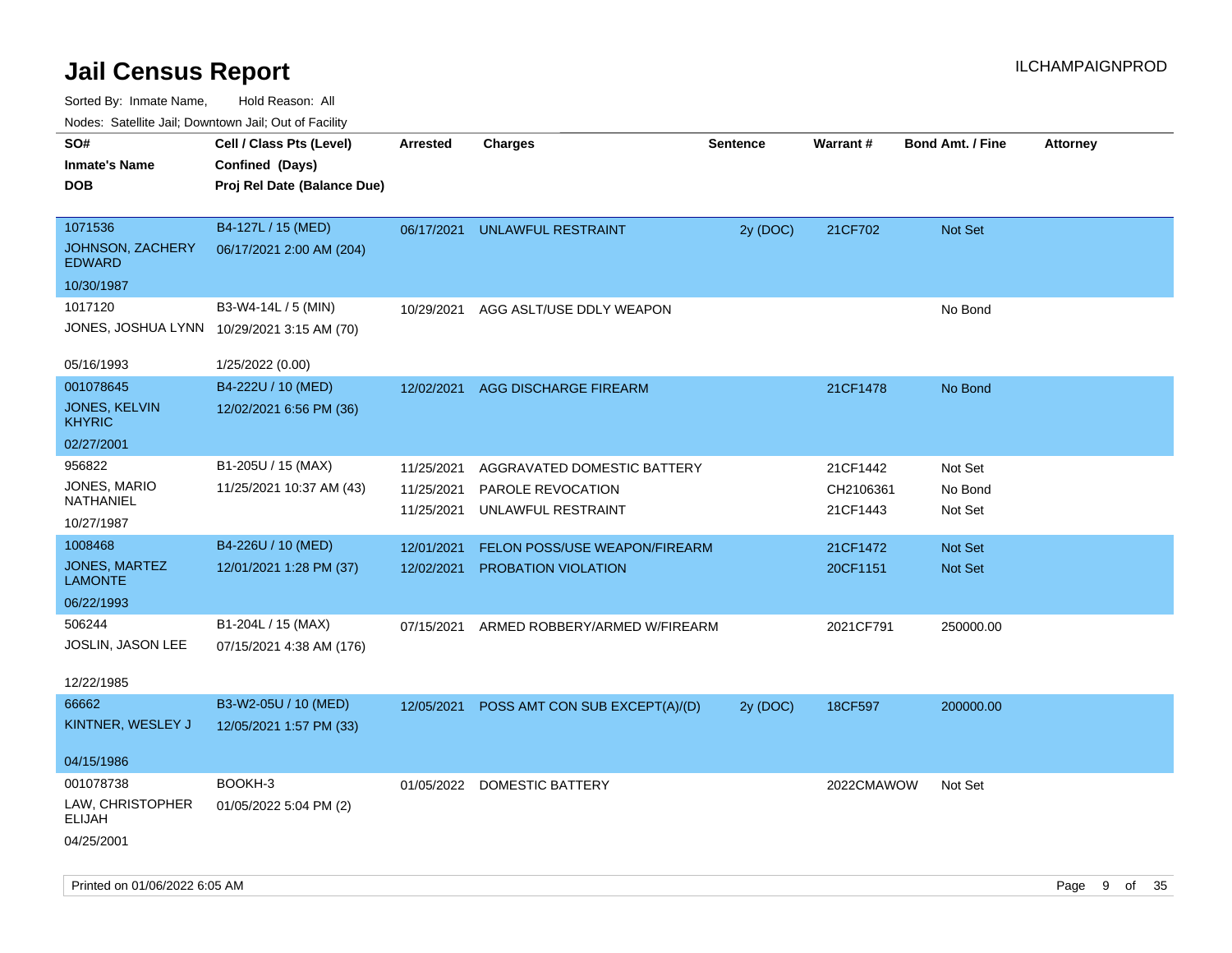# Jail Census Report

ILCHAMPAIGNPROD

Sorted By: Inmate Name, Hold Reason: All

Nodes: Satellite Jail; Downtown Jail; Out of Facility

| SO# / Inmate's Name / DOB | Cell / Class Pts (Level) / Confined (Days) / Proj Rel Date (Balance Due) | Arrested | Charges | Sentence | Warrant # | Bond Amt. / Fine | Attorney |
|---|---|---|---|---|---|---|---|
| 1071536<br>JOHNSON, ZACHERY EDWARD<br>10/30/1987 | B4-127L / 15 (MED)<br>06/17/2021 2:00 AM (204) | 06/17/2021 | UNLAWFUL RESTRAINT | 2y (DOC) | 21CF702 | Not Set | |
| 1017120<br>JONES, JOSHUA LYNN<br>05/16/1993 | B3-W4-14L / 5 (MIN)<br>10/29/2021 3:15 AM (70)<br>1/25/2022 (0.00) | 10/29/2021 | AGG ASLT/USE DDLY WEAPON | | | No Bond | |
| 001078645<br>JONES, KELVIN KHYRIC<br>02/27/2001 | B4-222U / 10 (MED)<br>12/02/2021 6:56 PM (36) | 12/02/2021 | AGG DISCHARGE FIREARM | | 21CF1478 | No Bond | |
| 956822<br>JONES, MARIO NATHANIEL<br>10/27/1987 | B1-205U / 15 (MAX)<br>11/25/2021 10:37 AM (43) | 11/25/2021<br>11/25/2021<br>11/25/2021 | AGGRAVATED DOMESTIC BATTERY<br>PAROLE REVOCATION<br>UNLAWFUL RESTRAINT | | 21CF1442<br>CH2106361<br>21CF1443 | Not Set<br>No Bond<br>Not Set | |
| 1008468<br>JONES, MARTEZ LAMONTE<br>06/22/1993 | B4-226U / 10 (MED)<br>12/01/2021 1:28 PM (37) | 12/01/2021<br>12/02/2021 | FELON POSS/USE WEAPON/FIREARM<br>PROBATION VIOLATION | | 21CF1472<br>20CF1151 | Not Set<br>Not Set | |
| 506244<br>JOSLIN, JASON LEE<br>12/22/1985 | B1-204L / 15 (MAX)<br>07/15/2021 4:38 AM (176) | 07/15/2021 | ARMED ROBBERY/ARMED W/FIREARM | | 2021CF791 | 250000.00 | |
| 66662<br>KINTNER, WESLEY J<br>04/15/1986 | B3-W2-05U / 10 (MED)<br>12/05/2021 1:57 PM (33) | 12/05/2021 | POSS AMT CON SUB EXCEPT(A)/(D) | 2y (DOC) | 18CF597 | 200000.00 | |
| 001078738<br>LAW, CHRISTOPHER ELIJAH<br>04/25/2001 | BOOKH-3<br>01/05/2022 5:04 PM (2) | 01/05/2022 | DOMESTIC BATTERY | | 2022CMAWOW | Not Set | |

Printed on 01/06/2022 6:05 AM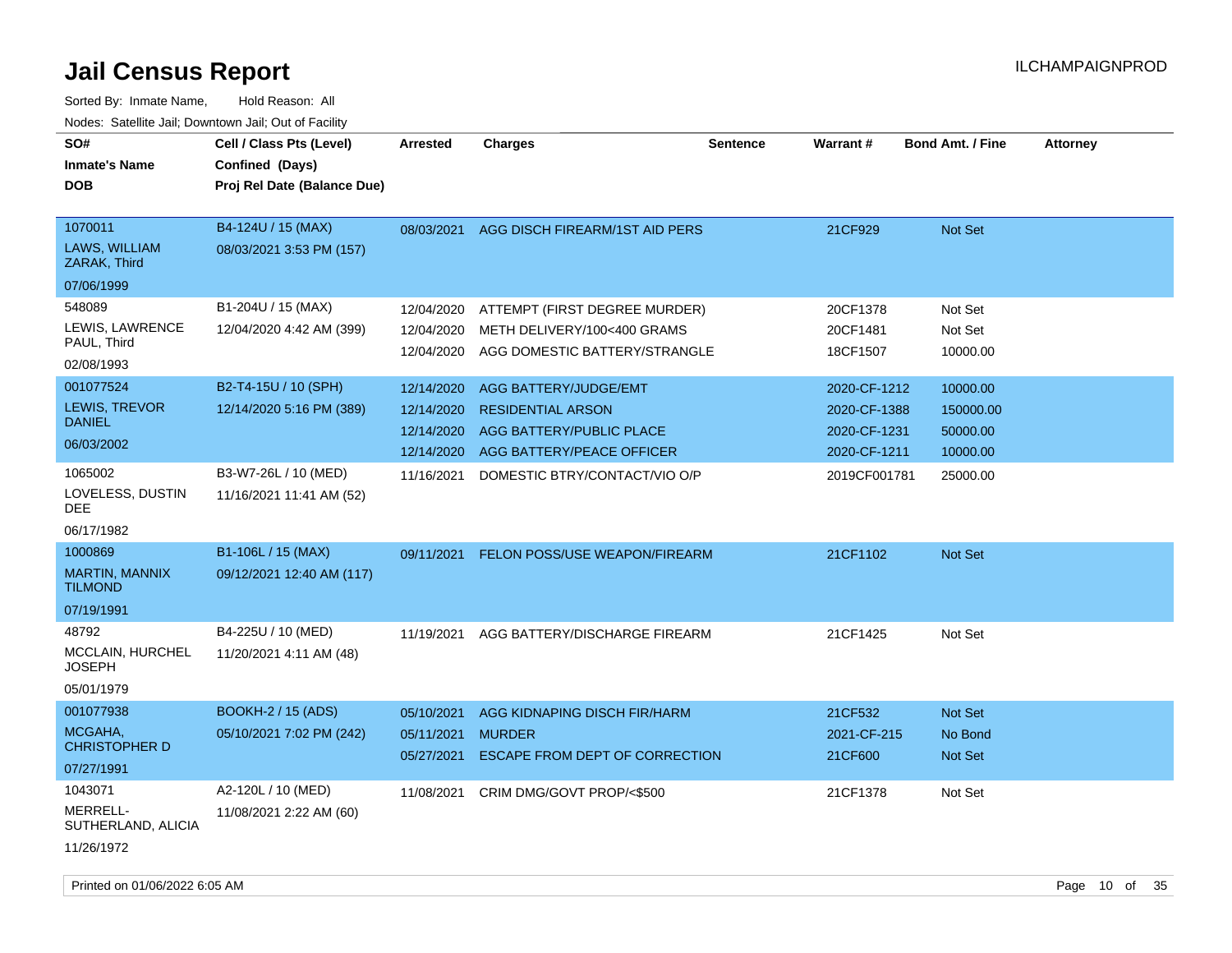# Jail Census Report

ILCHAMPAIGNPROD

Sorted By: Inmate Name, Hold Reason: All

Nodes: Satellite Jail; Downtown Jail; Out of Facility

| SO# / Inmate's Name / DOB | Cell / Class Pts (Level) / Confined (Days) / Proj Rel Date (Balance Due) | Arrested | Charges | Sentence | Warrant # | Bond Amt. / Fine | Attorney |
|---|---|---|---|---|---|---|---|
| 1070011<br>LAWS, WILLIAM ZARAK, Third<br>07/06/1999 | B4-124U / 15 (MAX)<br>08/03/2021 3:53 PM (157) | 08/03/2021 | AGG DISCH FIREARM/1ST AID PERS | | 21CF929 | Not Set | |
| 548089<br>LEWIS, LAWRENCE PAUL, Third<br>02/08/1993 | B1-204U / 15 (MAX)<br>12/04/2020 4:42 AM (399) | 12/04/2020 | ATTEMPT (FIRST DEGREE MURDER) | | 20CF1378 | Not Set | |
| | | 12/04/2020 | METH DELIVERY/100<400 GRAMS | | 20CF1481 | Not Set | |
| | | 12/04/2020 | AGG DOMESTIC BATTERY/STRANGLE | | 18CF1507 | 10000.00 | |
| 001077524<br>LEWIS, TREVOR DANIEL<br>06/03/2002 | B2-T4-15U / 10 (SPH)<br>12/14/2020 5:16 PM (389) | 12/14/2020 | AGG BATTERY/JUDGE/EMT | | 2020-CF-1212 | 10000.00 | |
| | | 12/14/2020 | RESIDENTIAL ARSON | | 2020-CF-1388 | 150000.00 | |
| | | 12/14/2020 | AGG BATTERY/PUBLIC PLACE | | 2020-CF-1231 | 50000.00 | |
| | | 12/14/2020 | AGG BATTERY/PEACE OFFICER | | 2020-CF-1211 | 10000.00 | |
| 1065002<br>LOVELESS, DUSTIN DEE<br>06/17/1982 | B3-W7-26L / 10 (MED)<br>11/16/2021 11:41 AM (52) | 11/16/2021 | DOMESTIC BTRY/CONTACT/VIO O/P | | 2019CF001781 | 25000.00 | |
| 1000869<br>MARTIN, MANNIX TILMOND<br>07/19/1991 | B1-106L / 15 (MAX)<br>09/12/2021 12:40 AM (117) | 09/11/2021 | FELON POSS/USE WEAPON/FIREARM | | 21CF1102 | Not Set | |
| 48792<br>MCCLAIN, HURCHEL JOSEPH<br>05/01/1979 | B4-225U / 10 (MED)<br>11/20/2021 4:11 AM (48) | 11/19/2021 | AGG BATTERY/DISCHARGE FIREARM | | 21CF1425 | Not Set | |
| 001077938<br>MCGAHA, CHRISTOPHER D<br>07/27/1991 | BOOKH-2 / 15 (ADS)<br>05/10/2021 7:02 PM (242) | 05/10/2021 | AGG KIDNAPING DISCH FIR/HARM | | 21CF532 | Not Set | |
| | | 05/11/2021 | MURDER | | 2021-CF-215 | No Bond | |
| | | 05/27/2021 | ESCAPE FROM DEPT OF CORRECTION | | 21CF600 | Not Set | |
| 1043071<br>MERRELL-SUTHERLAND, ALICIA<br>11/26/1972 | A2-120L / 10 (MED)<br>11/08/2021 2:22 AM (60) | 11/08/2021 | CRIM DMG/GOVT PROP/<$500 | | 21CF1378 | Not Set | |

Printed on 01/06/2022 6:05 AM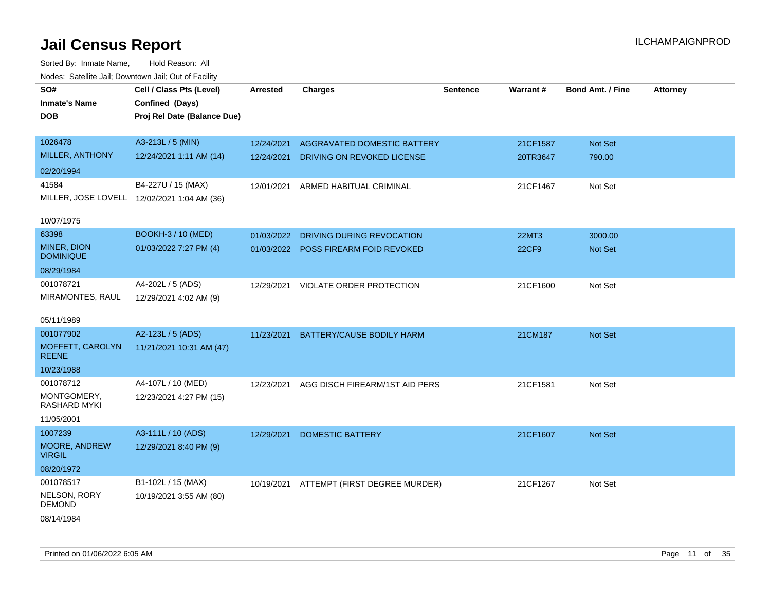# Jail Census Report

ILCHAMPAIGNPROD

Sorted By: Inmate Name, Hold Reason: All

Nodes: Satellite Jail; Downtown Jail; Out of Facility

| SO# / Inmate's Name / DOB | Cell / Class Pts (Level) / Confined (Days) / Proj Rel Date (Balance Due) | Arrested | Charges | Sentence | Warrant # | Bond Amt. / Fine | Attorney |
|---|---|---|---|---|---|---|---|
| 1026478 MILLER, ANTHONY 02/20/1994 | A3-213L / 5 (MIN) 12/24/2021 1:11 AM (14) | 12/24/2021 | AGGRAVATED DOMESTIC BATTERY | | 21CF1587 | Not Set | |
| | | 12/24/2021 | DRIVING ON REVOKED LICENSE | | 20TR3647 | 790.00 | |
| 41584 MILLER, JOSE LOVELL 10/07/1975 | B4-227U / 15 (MAX) 12/02/2021 1:04 AM (36) | 12/01/2021 | ARMED HABITUAL CRIMINAL | | 21CF1467 | Not Set | |
| 63398 MINER, DION DOMINIQUE 08/29/1984 | BOOKH-3 / 10 (MED) 01/03/2022 7:27 PM (4) | 01/03/2022 | DRIVING DURING REVOCATION | | 22MT3 | 3000.00 | |
| | | 01/03/2022 | POSS FIREARM FOID REVOKED | | 22CF9 | Not Set | |
| 001078721 MIRAMONTES, RAUL 05/11/1989 | A4-202L / 5 (ADS) 12/29/2021 4:02 AM (9) | 12/29/2021 | VIOLATE ORDER PROTECTION | | 21CF1600 | Not Set | |
| 001077902 MOFFETT, CAROLYN REENE 10/23/1988 | A2-123L / 5 (ADS) 11/21/2021 10:31 AM (47) | 11/23/2021 | BATTERY/CAUSE BODILY HARM | | 21CM187 | Not Set | |
| 001078712 MONTGOMERY, RASHARD MYKI 11/05/2001 | A4-107L / 10 (MED) 12/23/2021 4:27 PM (15) | 12/23/2021 | AGG DISCH FIREARM/1ST AID PERS | | 21CF1581 | Not Set | |
| 1007239 MOORE, ANDREW VIRGIL 08/20/1972 | A3-111L / 10 (ADS) 12/29/2021 8:40 PM (9) | 12/29/2021 | DOMESTIC BATTERY | | 21CF1607 | Not Set | |
| 001078517 NELSON, RORY DEMOND 08/14/1984 | B1-102L / 15 (MAX) 10/19/2021 3:55 AM (80) | 10/19/2021 | ATTEMPT (FIRST DEGREE MURDER) | | 21CF1267 | Not Set | |

Printed on 01/06/2022 6:05 AM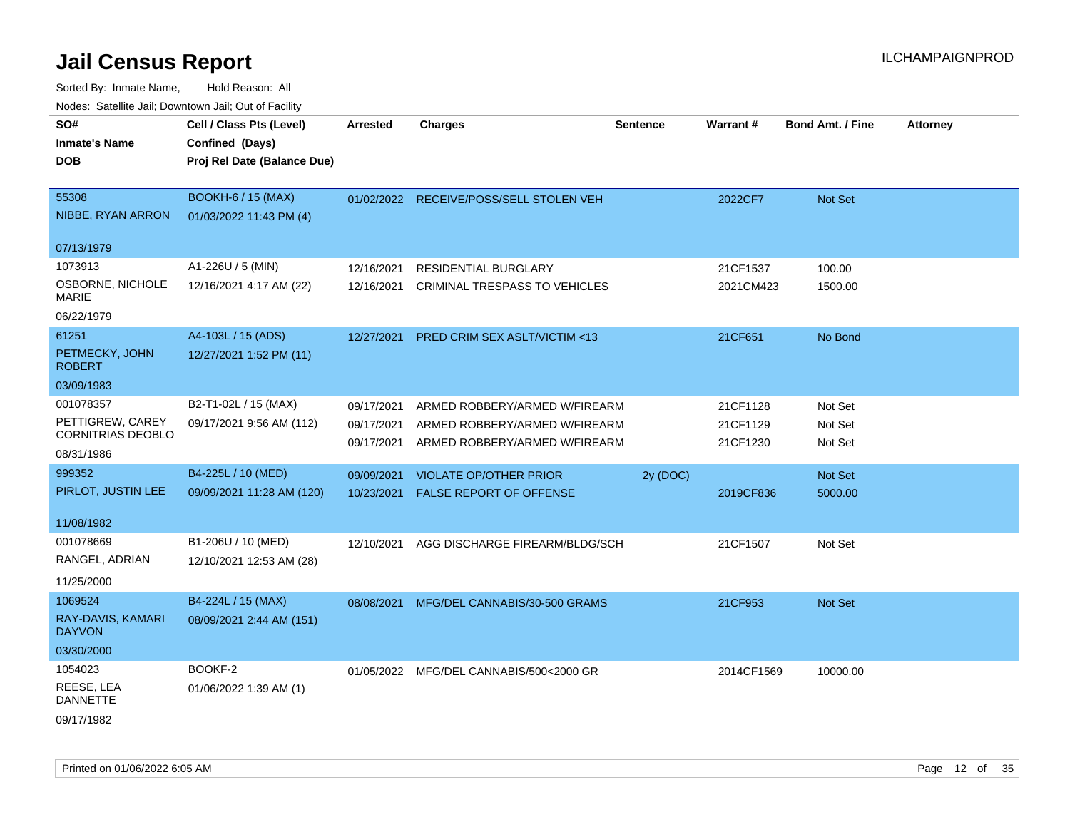# Jail Census Report

ILCHAMPAIGNPROD

Sorted By: Inmate Name, Hold Reason: All

Nodes: Satellite Jail; Downtown Jail; Out of Facility

| SO# / Inmate's Name / DOB | Cell / Class Pts (Level) / Confined (Days) / Proj Rel Date (Balance Due) | Arrested | Charges | Sentence | Warrant # | Bond Amt. / Fine | Attorney |
|---|---|---|---|---|---|---|---|
| 55308 NIBBE, RYAN ARRON 07/13/1979 | BOOKH-6 / 15 (MAX) 01/03/2022 11:43 PM (4) | 01/02/2022 | RECEIVE/POSS/SELL STOLEN VEH | | 2022CF7 | Not Set | |
| 1073913 OSBORNE, NICHOLE MARIE 06/22/1979 | A1-226U / 5 (MIN) 12/16/2021 4:17 AM (22) | 12/16/2021 | RESIDENTIAL BURGLARY | | 21CF1537 | 100.00 | |
| | | 12/16/2021 | CRIMINAL TRESPASS TO VEHICLES | | 2021CM423 | 1500.00 | |
| 61251 PETMECKY, JOHN ROBERT 03/09/1983 | A4-103L / 15 (ADS) 12/27/2021 1:52 PM (11) | 12/27/2021 | PRED CRIM SEX ASLT/VICTIM <13 | | 21CF651 | No Bond | |
| 001078357 PETTIGREW, CAREY CORNITRIAS DEOBLO 08/31/1986 | B2-T1-02L / 15 (MAX) 09/17/2021 9:56 AM (112) | 09/17/2021 | ARMED ROBBERY/ARMED W/FIREARM | | 21CF1128 | Not Set | |
| | | 09/17/2021 | ARMED ROBBERY/ARMED W/FIREARM | | 21CF1129 | Not Set | |
| | | 09/17/2021 | ARMED ROBBERY/ARMED W/FIREARM | | 21CF1230 | Not Set | |
| 999352 PIRLOT, JUSTIN LEE 11/08/1982 | B4-225L / 10 (MED) 09/09/2021 11:28 AM (120) | 09/09/2021 | VIOLATE OP/OTHER PRIOR | 2y (DOC) | | Not Set | |
| | | 10/23/2021 | FALSE REPORT OF OFFENSE | | 2019CF836 | 5000.00 | |
| 001078669 RANGEL, ADRIAN 11/25/2000 | B1-206U / 10 (MED) 12/10/2021 12:53 AM (28) | 12/10/2021 | AGG DISCHARGE FIREARM/BLDG/SCH | | 21CF1507 | Not Set | |
| 1069524 RAY-DAVIS, KAMARI DAYVON 03/30/2000 | B4-224L / 15 (MAX) 08/09/2021 2:44 AM (151) | 08/08/2021 | MFG/DEL CANNABIS/30-500 GRAMS | | 21CF953 | Not Set | |
| 1054023 REESE, LEA DANNETTE 09/17/1982 | BOOKF-2 01/06/2022 1:39 AM (1) | 01/05/2022 | MFG/DEL CANNABIS/500<2000 GR | | 2014CF1569 | 10000.00 | |

Printed on 01/06/2022 6:05 AM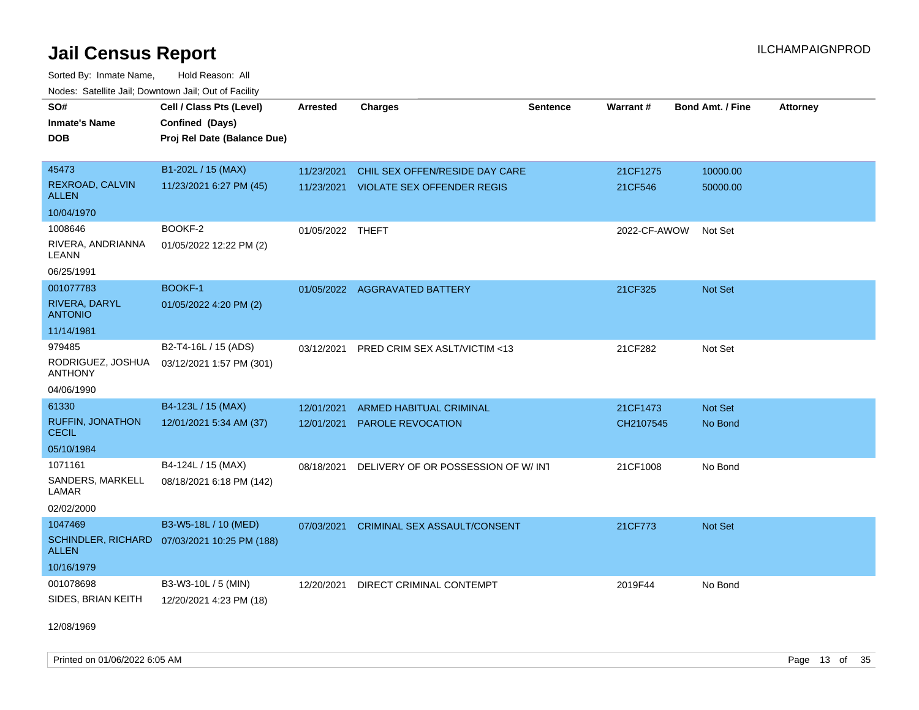# Jail Census Report

Sorted By: Inmate Name, Hold Reason: All

Nodes: Satellite Jail; Downtown Jail; Out of Facility

| SO# / Inmate's Name / DOB | Cell / Class Pts (Level) / Confined (Days) / Proj Rel Date (Balance Due) | Arrested | Charges | Sentence | Warrant # | Bond Amt. / Fine | Attorney |
|---|---|---|---|---|---|---|---|
| 45473<br>REXROAD, CALVIN ALLEN<br>10/04/1970 | B1-202L / 15 (MAX)<br>11/23/2021 6:27 PM (45) | 11/23/2021<br>11/23/2021 | CHIL SEX OFFEN/RESIDE DAY CARE<br>VIOLATE SEX OFFENDER REGIS | | 21CF1275<br>21CF546 | 10000.00<br>50000.00 | |
| 1008646<br>RIVERA, ANDRIANNA LEANN<br>06/25/1991 | BOOKF-2<br>01/05/2022 12:22 PM (2) | 01/05/2022 | THEFT | | 2022-CF-AWOW | Not Set | |
| 001077783<br>RIVERA, DARYL ANTONIO<br>11/14/1981 | BOOKF-1<br>01/05/2022 4:20 PM (2) | 01/05/2022 | AGGRAVATED BATTERY | | 21CF325 | Not Set | |
| 979485<br>RODRIGUEZ, JOSHUA ANTHONY<br>04/06/1990 | B2-T4-16L / 15 (ADS)<br>03/12/2021 1:57 PM (301) | 03/12/2021 | PRED CRIM SEX ASLT/VICTIM <13 | | 21CF282 | Not Set | |
| 61330<br>RUFFIN, JONATHON CECIL<br>05/10/1984 | B4-123L / 15 (MAX)<br>12/01/2021 5:34 AM (37) | 12/01/2021<br>12/01/2021 | ARMED HABITUAL CRIMINAL<br>PAROLE REVOCATION | | 21CF1473<br>CH2107545 | Not Set<br>No Bond | |
| 1071161<br>SANDERS, MARKELL LAMAR<br>02/02/2000 | B4-124L / 15 (MAX)<br>08/18/2021 6:18 PM (142) | 08/18/2021 | DELIVERY OF OR POSSESSION OF W/ INT | | 21CF1008 | No Bond | |
| 1047469<br>SCHINDLER, RICHARD ALLEN<br>10/16/1979 | B3-W5-18L / 10 (MED)<br>07/03/2021 10:25 PM (188) | 07/03/2021 | CRIMINAL SEX ASSAULT/CONSENT | | 21CF773 | Not Set | |
| 001078698<br>SIDES, BRIAN KEITH<br>12/08/1969 | B3-W3-10L / 5 (MIN)<br>12/20/2021 4:23 PM (18) | 12/20/2021 | DIRECT CRIMINAL CONTEMPT | | 2019F44 | No Bond | |

Printed on 01/06/2022 6:05 AM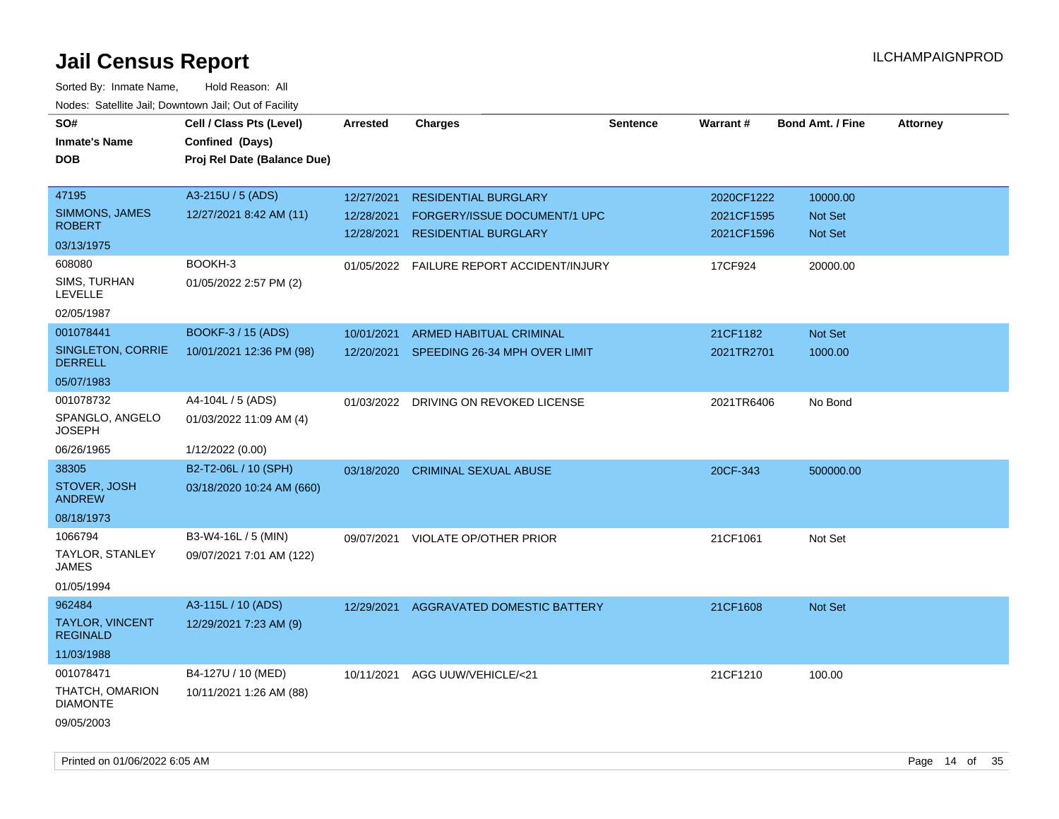# Jail Census Report

ILCHAMPAIGNPROD

Sorted By: Inmate Name, Hold Reason: All

Nodes: Satellite Jail; Downtown Jail; Out of Facility

| SO# / Inmate's Name / DOB | Cell / Class Pts (Level) / Confined (Days) / Proj Rel Date (Balance Due) | Arrested | Charges | Sentence | Warrant # | Bond Amt. / Fine | Attorney |
|---|---|---|---|---|---|---|---|
| 47195<br>SIMMONS, JAMES ROBERT<br>03/13/1975 | A3-215U / 5 (ADS)<br>12/27/2021 8:42 AM (11) | 12/27/2021 | RESIDENTIAL BURGLARY | | 2020CF1222 | 10000.00 | |
| | | 12/28/2021 | FORGERY/ISSUE DOCUMENT/1 UPC | | 2021CF1595 | Not Set | |
| | | 12/28/2021 | RESIDENTIAL BURGLARY | | 2021CF1596 | Not Set | |
| 608080<br>SIMS, TURHAN LEVELLE<br>02/05/1987 | BOOKH-3<br>01/05/2022 2:57 PM (2) | 01/05/2022 | FAILURE REPORT ACCIDENT/INJURY | | 17CF924 | 20000.00 | |
| 001078441<br>SINGLETON, CORRIE DERRELL<br>05/07/1983 | BOOKF-3 / 15 (ADS)<br>10/01/2021 12:36 PM (98) | 10/01/2021 | ARMED HABITUAL CRIMINAL | | 21CF1182 | Not Set | |
| | | 12/20/2021 | SPEEDING 26-34 MPH OVER LIMIT | | 2021TR2701 | 1000.00 | |
| 001078732<br>SPANGLO, ANGELO JOSEPH<br>06/26/1965 | A4-104L / 5 (ADS)<br>01/03/2022 11:09 AM (4)<br>1/12/2022 (0.00) | 01/03/2022 | DRIVING ON REVOKED LICENSE | | 2021TR6406 | No Bond | |
| 38305<br>STOVER, JOSH ANDREW<br>08/18/1973 | B2-T2-06L / 10 (SPH)<br>03/18/2020 10:24 AM (660) | 03/18/2020 | CRIMINAL SEXUAL ABUSE | | 20CF-343 | 500000.00 | |
| 1066794<br>TAYLOR, STANLEY JAMES<br>01/05/1994 | B3-W4-16L / 5 (MIN)<br>09/07/2021 7:01 AM (122) | 09/07/2021 | VIOLATE OP/OTHER PRIOR | | 21CF1061 | Not Set | |
| 962484<br>TAYLOR, VINCENT REGINALD<br>11/03/1988 | A3-115L / 10 (ADS)<br>12/29/2021 7:23 AM (9) | 12/29/2021 | AGGRAVATED DOMESTIC BATTERY | | 21CF1608 | Not Set | |
| 001078471<br>THATCH, OMARION DIAMONTE<br>09/05/2003 | B4-127U / 10 (MED)<br>10/11/2021 1:26 AM (88) | 10/11/2021 | AGG UUW/VEHICLE/<21 | | 21CF1210 | 100.00 | |

Printed on 01/06/2022 6:05 AM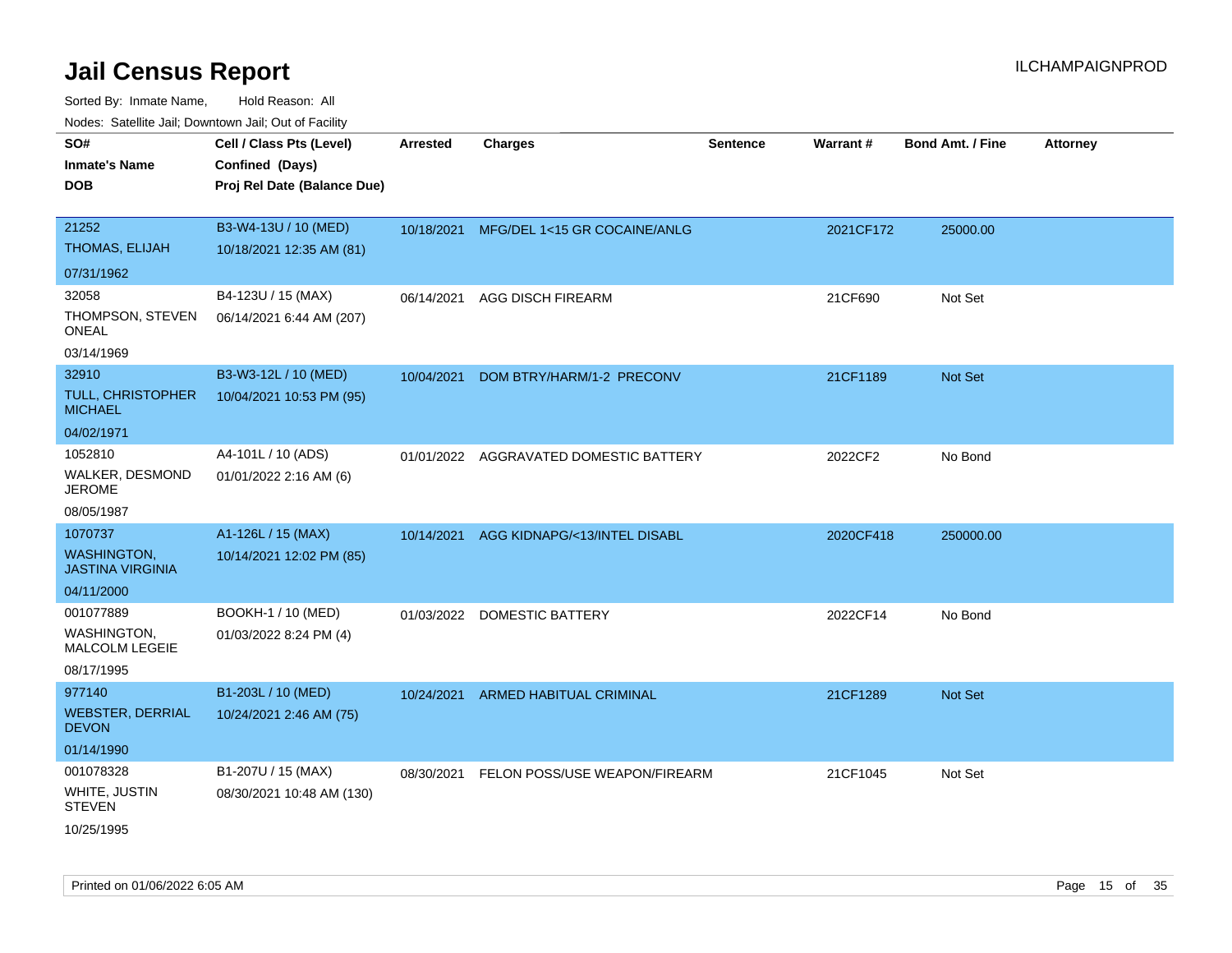# Jail Census Report

ILCHAMPAIGNPROD

Sorted By: Inmate Name, Hold Reason: All

Nodes: Satellite Jail; Downtown Jail; Out of Facility

| SO# / Inmate's Name / DOB | Cell / Class Pts (Level) / Confined (Days) / Proj Rel Date (Balance Due) | Arrested | Charges | Sentence | Warrant # | Bond Amt. / Fine | Attorney |
|---|---|---|---|---|---|---|---|
| 21252<br>THOMAS, ELIJAH<br>07/31/1962 | B3-W4-13U / 10 (MED)<br>10/18/2021 12:35 AM (81) | 10/18/2021 | MFG/DEL 1<15 GR COCAINE/ANLG | | 2021CF172 | 25000.00 | |
| 32058<br>THOMPSON, STEVEN ONEAL<br>03/14/1969 | B4-123U / 15 (MAX)<br>06/14/2021 6:44 AM (207) | 06/14/2021 | AGG DISCH FIREARM | | 21CF690 | Not Set | |
| 32910<br>TULL, CHRISTOPHER MICHAEL<br>04/02/1971 | B3-W3-12L / 10 (MED)<br>10/04/2021 10:53 PM (95) | 10/04/2021 | DOM BTRY/HARM/1-2 PRECONV | | 21CF1189 | Not Set | |
| 1052810<br>WALKER, DESMOND JEROME<br>08/05/1987 | A4-101L / 10 (ADS)<br>01/01/2022 2:16 AM (6) | 01/01/2022 | AGGRAVATED DOMESTIC BATTERY | | 2022CF2 | No Bond | |
| 1070737<br>WASHINGTON, JASTINA VIRGINIA<br>04/11/2000 | A1-126L / 15 (MAX)<br>10/14/2021 12:02 PM (85) | 10/14/2021 | AGG KIDNAPG/<13/INTEL DISABL | | 2020CF418 | 250000.00 | |
| 001077889<br>WASHINGTON, MALCOLM LEGEIE<br>08/17/1995 | BOOKH-1 / 10 (MED)<br>01/03/2022 8:24 PM (4) | 01/03/2022 | DOMESTIC BATTERY | | 2022CF14 | No Bond | |
| 977140<br>WEBSTER, DERRIAL DEVON<br>01/14/1990 | B1-203L / 10 (MED)<br>10/24/2021 2:46 AM (75) | 10/24/2021 | ARMED HABITUAL CRIMINAL | | 21CF1289 | Not Set | |
| 001078328<br>WHITE, JUSTIN STEVEN<br>10/25/1995 | B1-207U / 15 (MAX)<br>08/30/2021 10:48 AM (130) | 08/30/2021 | FELON POSS/USE WEAPON/FIREARM | | 21CF1045 | Not Set | |

Printed on 01/06/2022 6:05 AM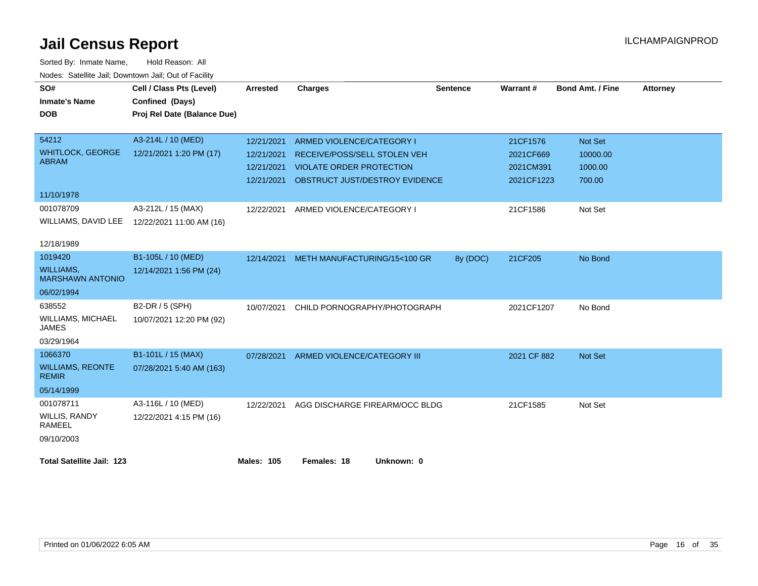# Jail Census Report

ILCHAMPAIGNPROD

Sorted By: Inmate Name, Hold Reason: All

Nodes: Satellite Jail; Downtown Jail; Out of Facility

| SO# / Inmate's Name / DOB | Cell / Class Pts (Level) / Confined (Days) / Proj Rel Date (Balance Due) | Arrested | Charges | Sentence | Warrant # | Bond Amt. / Fine | Attorney |
|---|---|---|---|---|---|---|---|
| 54212<br>WHITLOCK, GEORGE ABRAM<br>11/10/1978 | A3-214L / 10 (MED)<br>12/21/2021 1:20 PM (17) | 12/21/2021<br>12/21/2021<br>12/21/2021<br>12/21/2021 | ARMED VIOLENCE/CATEGORY I<br>RECEIVE/POSS/SELL STOLEN VEH<br>VIOLATE ORDER PROTECTION<br>OBSTRUCT JUST/DESTROY EVIDENCE | | 21CF1576<br>2021CF669<br>2021CM391<br>2021CF1223 | Not Set<br>10000.00<br>1000.00<br>700.00 | |
| 001078709<br>WILLIAMS, DAVID LEE<br>12/18/1989 | A3-212L / 15 (MAX)<br>12/22/2021 11:00 AM (16) | 12/22/2021 | ARMED VIOLENCE/CATEGORY I | | 21CF1586 | Not Set | |
| 1019420<br>WILLIAMS, MARSHAWN ANTONIO<br>06/02/1994 | B1-105L / 10 (MED)<br>12/14/2021 1:56 PM (24) | 12/14/2021 | METH MANUFACTURING/15<100 GR | 8y (DOC) | 21CF205 | No Bond | |
| 638552<br>WILLIAMS, MICHAEL JAMES<br>03/29/1964 | B2-DR / 5 (SPH)<br>10/07/2021 12:20 PM (92) | 10/07/2021 | CHILD PORNOGRAPHY/PHOTOGRAPH | | 2021CF1207 | No Bond | |
| 1066370<br>WILLIAMS, REONTE REMIR<br>05/14/1999 | B1-101L / 15 (MAX)<br>07/28/2021 5:40 AM (163) | 07/28/2021 | ARMED VIOLENCE/CATEGORY III | | 2021 CF 882 | Not Set | |
| 001078711<br>WILLIS, RANDY RAMEEL<br>09/10/2003 | A3-116L / 10 (MED)<br>12/22/2021 4:15 PM (16) | 12/22/2021 | AGG DISCHARGE FIREARM/OCC BLDG | | 21CF1585 | Not Set | |

**Total Satellite Jail: 123** **Males: 105** **Females: 18** **Unknown: 0**

Printed on 01/06/2022 6:05 AM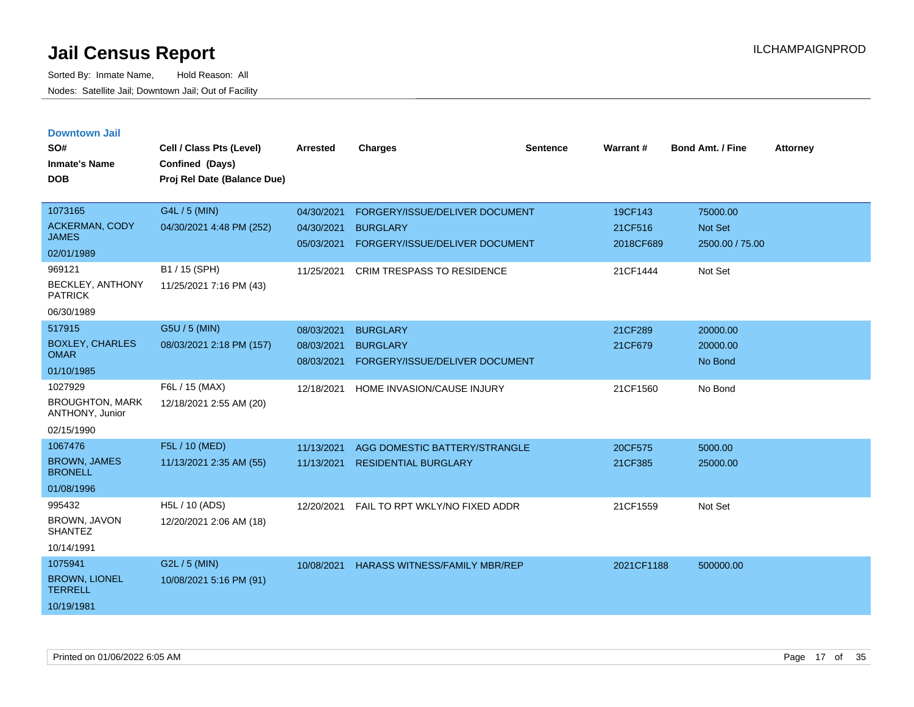# Jail Census Report

Sorted By: Inmate Name, Hold Reason: All

Nodes: Satellite Jail; Downtown Jail; Out of Facility

ILCHAMPAIGNPROD

## Downtown Jail

| SO# / Inmate's Name / DOB | Cell / Class Pts (Level) / Confined (Days) / Proj Rel Date (Balance Due) | Arrested | Charges | Sentence | Warrant # | Bond Amt. / Fine | Attorney |
|---|---|---|---|---|---|---|---|
| 1073165<br>ACKERMAN, CODY JAMES<br>02/01/1989 | G4L / 5 (MIN)<br>04/30/2021 4:48 PM (252) | 04/30/2021<br>04/30/2021<br>05/03/2021 | FORGERY/ISSUE/DELIVER DOCUMENT<br>BURGLARY<br>FORGERY/ISSUE/DELIVER DOCUMENT | | 19CF143<br>21CF516<br>2018CF689 | 75000.00<br>Not Set<br>2500.00 / 75.00 | |
| 969121<br>BECKLEY, ANTHONY PATRICK<br>06/30/1989 | B1 / 15 (SPH)<br>11/25/2021 7:16 PM (43) | 11/25/2021 | CRIM TRESPASS TO RESIDENCE | | 21CF1444 | Not Set | |
| 517915<br>BOXLEY, CHARLES OMAR<br>01/10/1985 | G5U / 5 (MIN)<br>08/03/2021 2:18 PM (157) | 08/03/2021<br>08/03/2021<br>08/03/2021 | BURGLARY<br>BURGLARY<br>FORGERY/ISSUE/DELIVER DOCUMENT | | 21CF289<br>21CF679 | 20000.00<br>20000.00<br>No Bond | |
| 1027929<br>BROUGHTON, MARK ANTHONY, Junior<br>02/15/1990 | F6L / 15 (MAX)<br>12/18/2021 2:55 AM (20) | 12/18/2021 | HOME INVASION/CAUSE INJURY | | 21CF1560 | No Bond | |
| 1067476<br>BROWN, JAMES BRONELL<br>01/08/1996 | F5L / 10 (MED)<br>11/13/2021 2:35 AM (55) | 11/13/2021<br>11/13/2021 | AGG DOMESTIC BATTERY/STRANGLE<br>RESIDENTIAL BURGLARY | | 20CF575<br>21CF385 | 5000.00<br>25000.00 | |
| 995432<br>BROWN, JAVON SHANTEZ<br>10/14/1991 | H5L / 10 (ADS)<br>12/20/2021 2:06 AM (18) | 12/20/2021 | FAIL TO RPT WKLY/NO FIXED ADDR | | 21CF1559 | Not Set | |
| 1075941<br>BROWN, LIONEL TERRELL<br>10/19/1981 | G2L / 5 (MIN)<br>10/08/2021 5:16 PM (91) | 10/08/2021 | HARASS WITNESS/FAMILY MBR/REP | | 2021CF1188 | 500000.00 | |

Printed on 01/06/2022 6:05 AM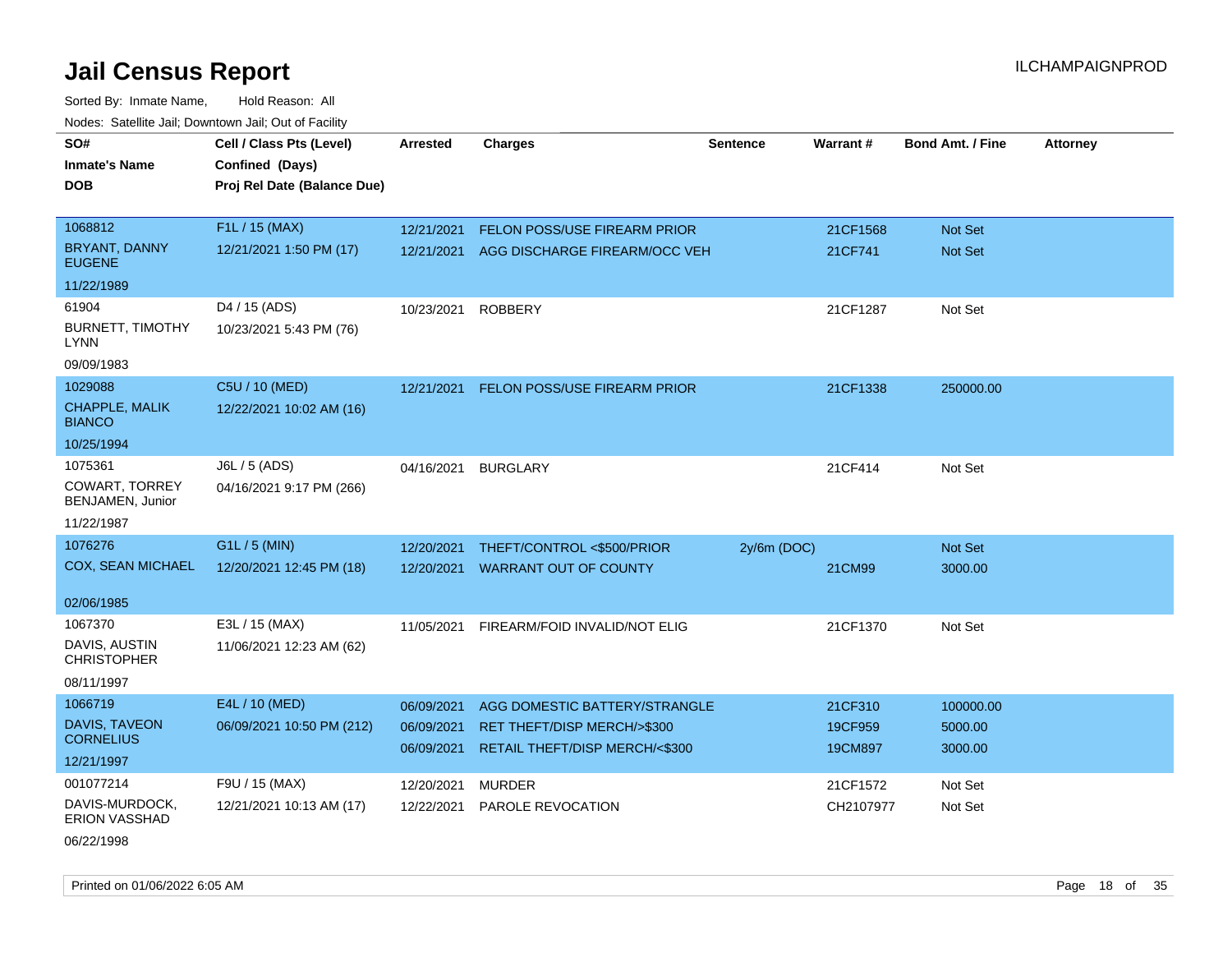# Jail Census Report

ILCHAMPAIGNPROD

Sorted By: Inmate Name, Hold Reason: All

Nodes: Satellite Jail; Downtown Jail; Out of Facility

| SO# / Inmate's Name / DOB | Cell / Class Pts (Level) / Confined (Days) / Proj Rel Date (Balance Due) | Arrested | Charges | Sentence | Warrant # | Bond Amt. / Fine | Attorney |
|---|---|---|---|---|---|---|---|
| 1068812<br>BRYANT, DANNY EUGENE<br>11/22/1989 | F1L / 15 (MAX)<br>12/21/2021 1:50 PM (17) | 12/21/2021 | FELON POSS/USE FIREARM PRIOR | | 21CF1568 | Not Set | |
| | | 12/21/2021 | AGG DISCHARGE FIREARM/OCC VEH | | 21CF741 | Not Set | |
| 61904<br>BURNETT, TIMOTHY LYNN<br>09/09/1983 | D4 / 15 (ADS)<br>10/23/2021 5:43 PM (76) | 10/23/2021 | ROBBERY | | 21CF1287 | Not Set | |
| 1029088<br>CHAPPLE, MALIK BIANCO<br>10/25/1994 | C5U / 10 (MED)<br>12/22/2021 10:02 AM (16) | 12/21/2021 | FELON POSS/USE FIREARM PRIOR | | 21CF1338 | 250000.00 | |
| 1075361<br>COWART, TORREY BENJAMEN, Junior<br>11/22/1987 | J6L / 5 (ADS)<br>04/16/2021 9:17 PM (266) | 04/16/2021 | BURGLARY | | 21CF414 | Not Set | |
| 1076276<br>COX, SEAN MICHAEL<br>02/06/1985 | G1L / 5 (MIN)<br>12/20/2021 12:45 PM (18) | 12/20/2021 | THEFT/CONTROL <$500/PRIOR | 2y/6m (DOC) | | Not Set | |
| | | 12/20/2021 | WARRANT OUT OF COUNTY | | 21CM99 | 3000.00 | |
| 1067370<br>DAVIS, AUSTIN CHRISTOPHER<br>08/11/1997 | E3L / 15 (MAX)<br>11/06/2021 12:23 AM (62) | 11/05/2021 | FIREARM/FOID INVALID/NOT ELIG | | 21CF1370 | Not Set | |
| 1066719<br>DAVIS, TAVEON CORNELIUS<br>12/21/1997 | E4L / 10 (MED)<br>06/09/2021 10:50 PM (212) | 06/09/2021 | AGG DOMESTIC BATTERY/STRANGLE | | 21CF310 | 100000.00 | |
| | | 06/09/2021 | RET THEFT/DISP MERCH/>$300 | | 19CF959 | 5000.00 | |
| | | 06/09/2021 | RETAIL THEFT/DISP MERCH/<$300 | | 19CM897 | 3000.00 | |
| 001077214<br>DAVIS-MURDOCK, ERION VASSHAD<br>06/22/1998 | F9U / 15 (MAX)<br>12/21/2021 10:13 AM (17) | 12/20/2021 | MURDER | | 21CF1572 | Not Set | |
| | | 12/22/2021 | PAROLE REVOCATION | | CH2107977 | Not Set | |

Printed on 01/06/2022 6:05 AM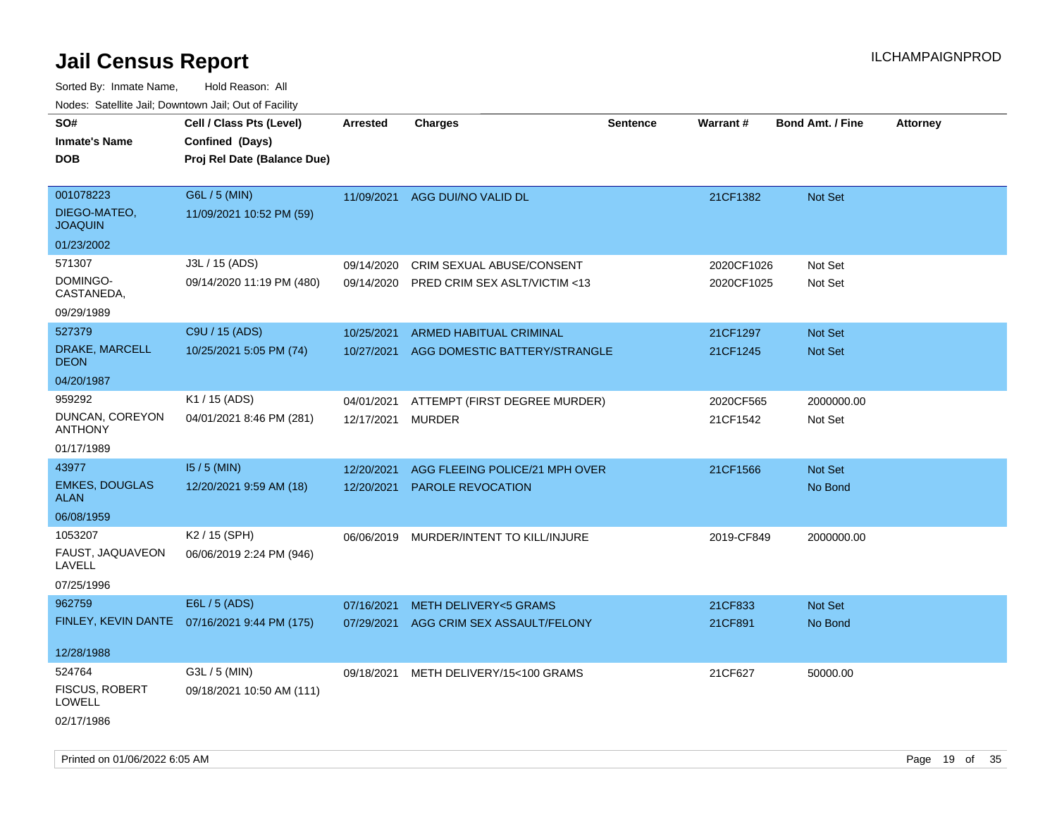# Jail Census Report

Sorted By: Inmate Name, Hold Reason: All

Nodes: Satellite Jail; Downtown Jail; Out of Facility

| SO# / Inmate's Name / DOB | Cell / Class Pts (Level) / Confined (Days) / Proj Rel Date (Balance Due) | Arrested | Charges | Sentence | Warrant # | Bond Amt. / Fine | Attorney |
|---|---|---|---|---|---|---|---|
| 001078223<br>DIEGO-MATEO, JOAQUIN<br>01/23/2002 | G6L / 5 (MIN)<br>11/09/2021 10:52 PM (59) | 11/09/2021 | AGG DUI/NO VALID DL | | 21CF1382 | Not Set | |
| 571307<br>DOMINGO-CASTANEDA,<br>09/29/1989 | J3L / 15 (ADS)<br>09/14/2020 11:19 PM (480) | 09/14/2020<br>09/14/2020 | CRIM SEXUAL ABUSE/CONSENT<br>PRED CRIM SEX ASLT/VICTIM <13 | | 2020CF1026<br>2020CF1025 | Not Set<br>Not Set | |
| 527379<br>DRAKE, MARCELL DEON<br>04/20/1987 | C9U / 15 (ADS)<br>10/25/2021 5:05 PM (74) | 10/25/2021<br>10/27/2021 | ARMED HABITUAL CRIMINAL<br>AGG DOMESTIC BATTERY/STRANGLE | | 21CF1297<br>21CF1245 | Not Set<br>Not Set | |
| 959292<br>DUNCAN, COREYON ANTHONY<br>01/17/1989 | K1 / 15 (ADS)<br>04/01/2021 8:46 PM (281) | 04/01/2021<br>12/17/2021 | ATTEMPT (FIRST DEGREE MURDER)<br>MURDER | | 2020CF565<br>21CF1542 | 2000000.00<br>Not Set | |
| 43977<br>EMKES, DOUGLAS ALAN<br>06/08/1959 | I5 / 5 (MIN)<br>12/20/2021 9:59 AM (18) | 12/20/2021<br>12/20/2021 | AGG FLEEING POLICE/21 MPH OVER<br>PAROLE REVOCATION | | 21CF1566 | Not Set<br>No Bond | |
| 1053207<br>FAUST, JAQUAVEON LAVELL<br>07/25/1996 | K2 / 15 (SPH)<br>06/06/2019 2:24 PM (946) | 06/06/2019 | MURDER/INTENT TO KILL/INJURE | | 2019-CF849 | 2000000.00 | |
| 962759<br>FINLEY, KEVIN DANTE<br>12/28/1988 | E6L / 5 (ADS)<br>07/16/2021 9:44 PM (175) | 07/16/2021<br>07/29/2021 | METH DELIVERY<5 GRAMS<br>AGG CRIM SEX ASSAULT/FELONY | | 21CF833<br>21CF891 | Not Set<br>No Bond | |
| 524764<br>FISCUS, ROBERT LOWELL<br>02/17/1986 | G3L / 5 (MIN)<br>09/18/2021 10:50 AM (111) | 09/18/2021 | METH DELIVERY/15<100 GRAMS | | 21CF627 | 50000.00 | |

Printed on 01/06/2022 6:05 AM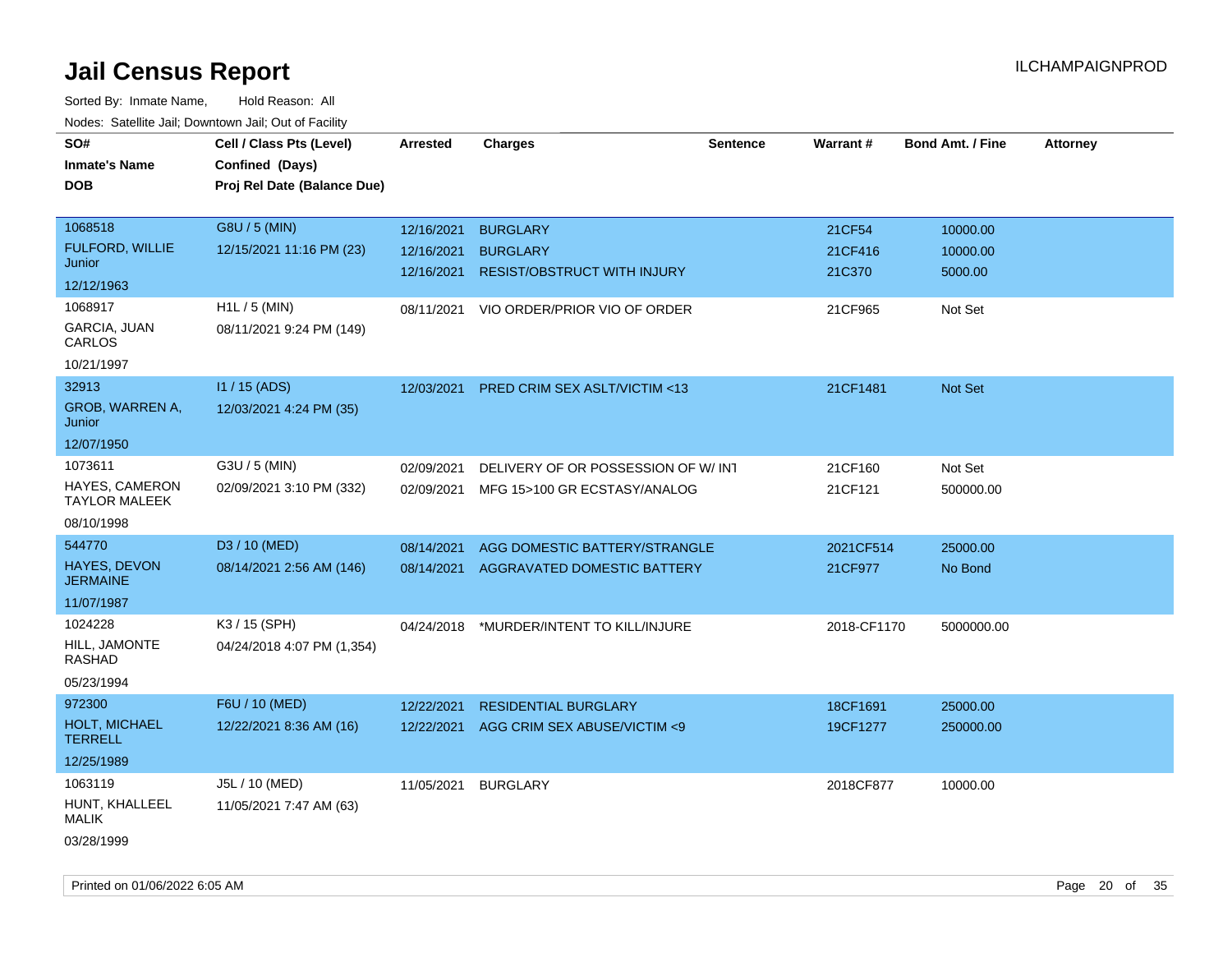# Jail Census Report

Sorted By: Inmate Name, Hold Reason: All

Nodes: Satellite Jail; Downtown Jail; Out of Facility

| SO# / Inmate's Name / DOB | Cell / Class Pts (Level) / Confined (Days) / Proj Rel Date (Balance Due) | Arrested | Charges | Sentence | Warrant # | Bond Amt. / Fine | Attorney |
|---|---|---|---|---|---|---|---|
| 1068518<br>FULFORD, WILLIE Junior<br>12/12/1963 | G8U / 5 (MIN)<br>12/15/2021 11:16 PM (23) | 12/16/2021<br>12/16/2021<br>12/16/2021 | BURGLARY<br>BURGLARY<br>RESIST/OBSTRUCT WITH INJURY | | 21CF54<br>21CF416<br>21C370 | 10000.00<br>10000.00<br>5000.00 | |
| 1068917<br>GARCIA, JUAN CARLOS<br>10/21/1997 | H1L / 5 (MIN)<br>08/11/2021 9:24 PM (149) | 08/11/2021 | VIO ORDER/PRIOR VIO OF ORDER | | 21CF965 | Not Set | |
| 32913<br>GROB, WARREN A, Junior<br>12/07/1950 | I1 / 15 (ADS)<br>12/03/2021 4:24 PM (35) | 12/03/2021 | PRED CRIM SEX ASLT/VICTIM <13 | | 21CF1481 | Not Set | |
| 1073611<br>HAYES, CAMERON TAYLOR MALEEK<br>08/10/1998 | G3U / 5 (MIN)<br>02/09/2021 3:10 PM (332) | 02/09/2021<br>02/09/2021 | DELIVERY OF OR POSSESSION OF W/ INT<br>MFG 15>100 GR ECSTASY/ANALOG | | 21CF160<br>21CF121 | Not Set<br>500000.00 | |
| 544770<br>HAYES, DEVON JERMAINE<br>11/07/1987 | D3 / 10 (MED)<br>08/14/2021 2:56 AM (146) | 08/14/2021<br>08/14/2021 | AGG DOMESTIC BATTERY/STRANGLE<br>AGGRAVATED DOMESTIC BATTERY | | 2021CF514<br>21CF977 | 25000.00<br>No Bond | |
| 1024228<br>HILL, JAMONTE RASHAD<br>05/23/1994 | K3 / 15 (SPH)<br>04/24/2018 4:07 PM (1,354) | 04/24/2018 | *MURDER/INTENT TO KILL/INJURE | | 2018-CF1170 | 5000000.00 | |
| 972300<br>HOLT, MICHAEL TERRELL<br>12/25/1989 | F6U / 10 (MED)<br>12/22/2021 8:36 AM (16) | 12/22/2021<br>12/22/2021 | RESIDENTIAL BURGLARY<br>AGG CRIM SEX ABUSE/VICTIM <9 | | 18CF1691<br>19CF1277 | 25000.00<br>250000.00 | |
| 1063119<br>HUNT, KHALLEEL MALIK<br>03/28/1999 | J5L / 10 (MED)<br>11/05/2021 7:47 AM (63) | 11/05/2021 | BURGLARY | | 2018CF877 | 10000.00 | |

Printed on 01/06/2022 6:05 AM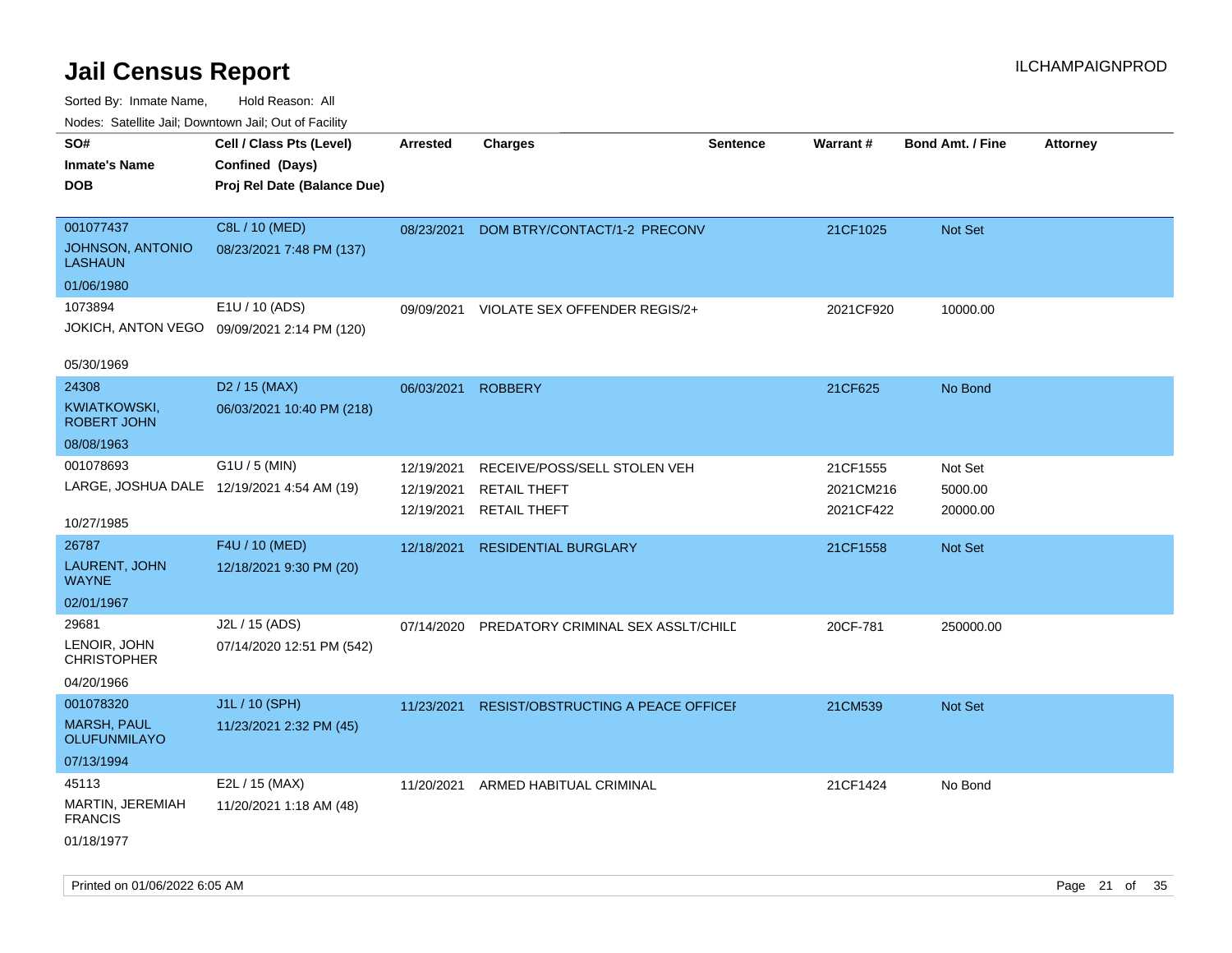# Jail Census Report

ILCHAMPAIGNPROD

Sorted By: Inmate Name, Hold Reason: All

Nodes: Satellite Jail; Downtown Jail; Out of Facility

| SO#<br>Inmate's Name<br>DOB | Cell / Class Pts (Level)<br>Confined (Days)<br>Proj Rel Date (Balance Due) | Arrested | Charges | Sentence | Warrant # | Bond Amt. / Fine | Attorney |
|---|---|---|---|---|---|---|---|
| 001077437<br>JOHNSON, ANTONIO LASHAUN<br>01/06/1980 | C8L / 10 (MED)<br>08/23/2021 7:48 PM (137) | 08/23/2021 | DOM BTRY/CONTACT/1-2 PRECONV | | 21CF1025 | Not Set | |
| 1073894<br>JOKICH, ANTON VEGO<br>05/30/1969 | E1U / 10 (ADS)<br>09/09/2021 2:14 PM (120) | 09/09/2021 | VIOLATE SEX OFFENDER REGIS/2+ | | 2021CF920 | 10000.00 | |
| 24308<br>KWIATKOWSKI, ROBERT JOHN<br>08/08/1963 | D2 / 15 (MAX)<br>06/03/2021 10:40 PM (218) | 06/03/2021 | ROBBERY | | 21CF625 | No Bond | |
| 001078693<br>LARGE, JOSHUA DALE<br>10/27/1985 | G1U / 5 (MIN)<br>12/19/2021 4:54 AM (19) | 12/19/2021<br>12/19/2021<br>12/19/2021 | RECEIVE/POSS/SELL STOLEN VEH<br>RETAIL THEFT<br>RETAIL THEFT | | 21CF1555<br>2021CM216<br>2021CF422 | Not Set<br>5000.00<br>20000.00 | |
| 26787<br>LAURENT, JOHN WAYNE<br>02/01/1967 | F4U / 10 (MED)<br>12/18/2021 9:30 PM (20) | 12/18/2021 | RESIDENTIAL BURGLARY | | 21CF1558 | Not Set | |
| 29681<br>LENOIR, JOHN CHRISTOPHER<br>04/20/1966 | J2L / 15 (ADS)<br>07/14/2020 12:51 PM (542) | 07/14/2020 | PREDATORY CRIMINAL SEX ASSLT/CHILD | | 20CF-781 | 250000.00 | |
| 001078320<br>MARSH, PAUL OLUFUNMILAYO<br>07/13/1994 | J1L / 10 (SPH)<br>11/23/2021 2:32 PM (45) | 11/23/2021 | RESIST/OBSTRUCTING A PEACE OFFICEI | | 21CM539 | Not Set | |
| 45113<br>MARTIN, JEREMIAH FRANCIS<br>01/18/1977 | E2L / 15 (MAX)<br>11/20/2021 1:18 AM (48) | 11/20/2021 | ARMED HABITUAL CRIMINAL | | 21CF1424 | No Bond | |

Printed on 01/06/2022 6:05 AM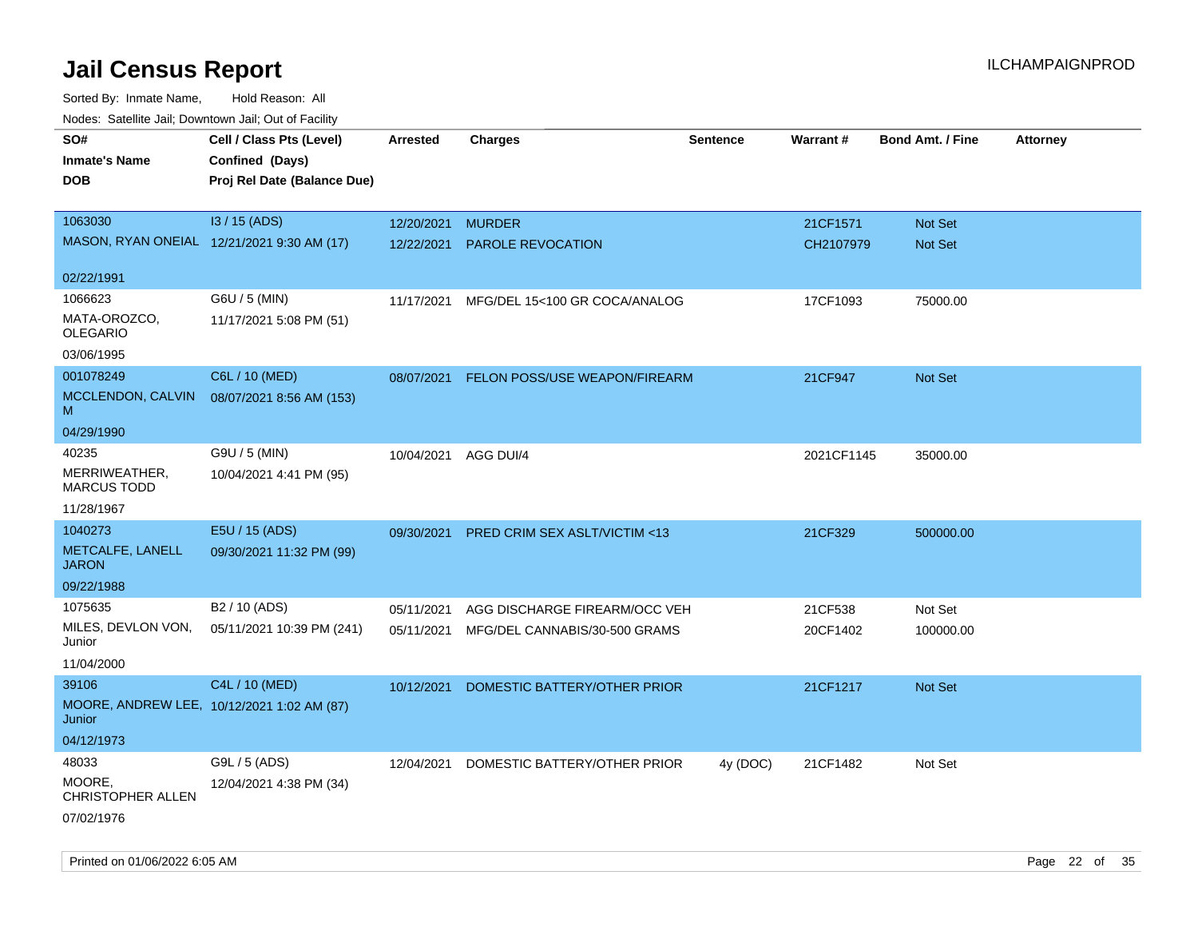# Jail Census Report

ILCHAMPAIGNPROD

Sorted By: Inmate Name, Hold Reason: All

Nodes: Satellite Jail; Downtown Jail; Out of Facility

| SO# / Inmate's Name / DOB | Cell / Class Pts (Level) / Confined (Days) / Proj Rel Date (Balance Due) | Arrested | Charges | Sentence | Warrant # | Bond Amt. / Fine | Attorney |
|---|---|---|---|---|---|---|---|
| 1063030<br>MASON, RYAN ONEIAL<br>02/22/1991 | I3 / 15 (ADS)<br>12/21/2021 9:30 AM (17) | 12/20/2021<br>12/22/2021 | MURDER<br>PAROLE REVOCATION | | 21CF1571<br>CH2107979 | Not Set<br>Not Set | |
| 1066623<br>MATA-OROZCO, OLEGARIO<br>03/06/1995 | G6U / 5 (MIN)<br>11/17/2021 5:08 PM (51) | 11/17/2021 | MFG/DEL 15<100 GR COCA/ANALOG | | 17CF1093 | 75000.00 | |
| 001078249<br>MCCLENDON, CALVIN M<br>04/29/1990 | C6L / 10 (MED)<br>08/07/2021 8:56 AM (153) | 08/07/2021 | FELON POSS/USE WEAPON/FIREARM | | 21CF947 | Not Set | |
| 40235<br>MERRIWEATHER, MARCUS TODD<br>11/28/1967 | G9U / 5 (MIN)<br>10/04/2021 4:41 PM (95) | 10/04/2021 | AGG DUI/4 | | 2021CF1145 | 35000.00 | |
| 1040273<br>METCALFE, LANELL JARON<br>09/22/1988 | E5U / 15 (ADS)<br>09/30/2021 11:32 PM (99) | 09/30/2021 | PRED CRIM SEX ASLT/VICTIM <13 | | 21CF329 | 500000.00 | |
| 1075635<br>MILES, DEVLON VON, Junior<br>11/04/2000 | B2 / 10 (ADS)<br>05/11/2021 10:39 PM (241) | 05/11/2021<br>05/11/2021 | AGG DISCHARGE FIREARM/OCC VEH<br>MFG/DEL CANNABIS/30-500 GRAMS | | 21CF538<br>20CF1402 | Not Set<br>100000.00 | |
| 39106<br>MOORE, ANDREW LEE, Junior<br>04/12/1973 | C4L / 10 (MED)<br>10/12/2021 1:02 AM (87) | 10/12/2021 | DOMESTIC BATTERY/OTHER PRIOR | | 21CF1217 | Not Set | |
| 48033<br>MOORE, CHRISTOPHER ALLEN<br>07/02/1976 | G9L / 5 (ADS)<br>12/04/2021 4:38 PM (34) | 12/04/2021 | DOMESTIC BATTERY/OTHER PRIOR | 4y (DOC) | 21CF1482 | Not Set | |

Printed on 01/06/2022 6:05 AM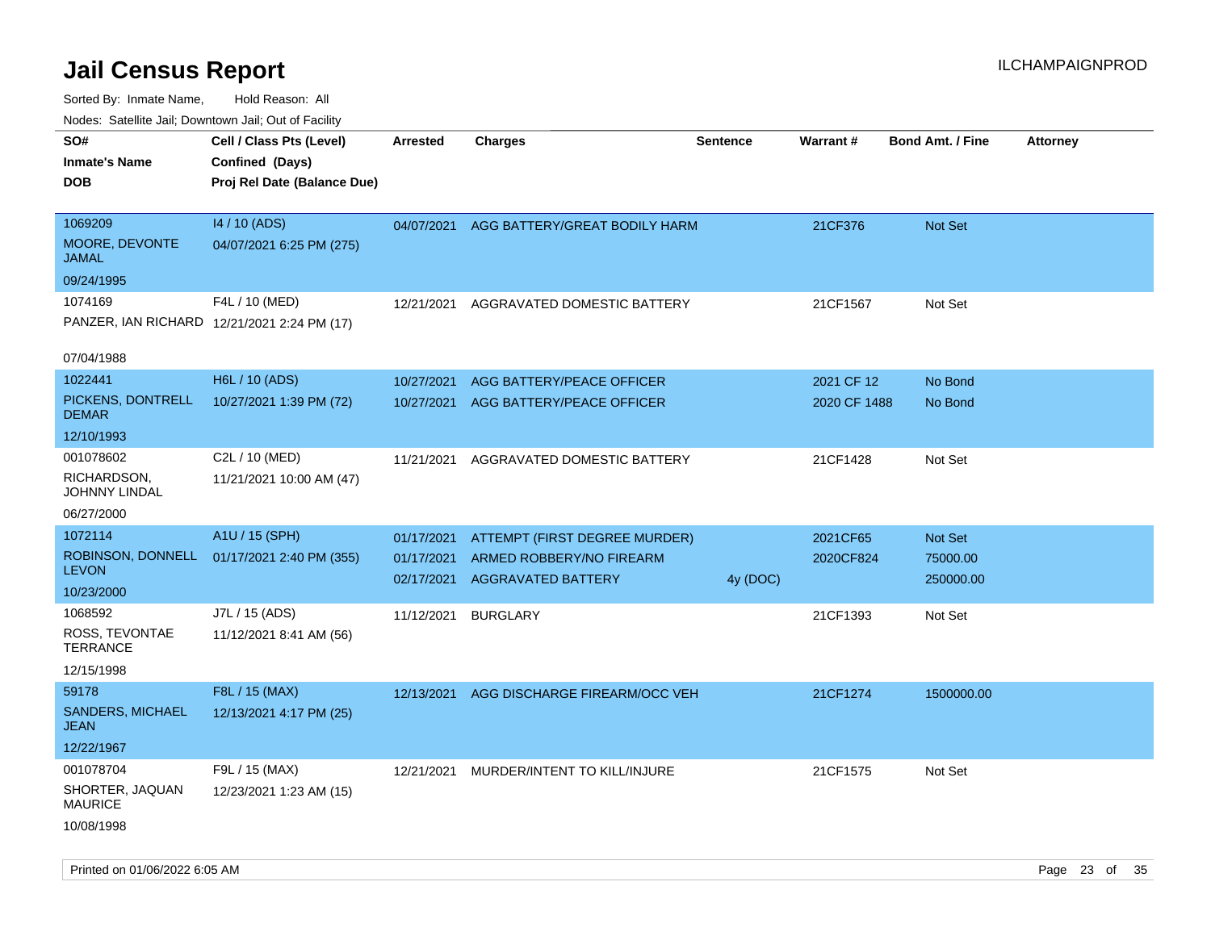# Jail Census Report

Sorted By: Inmate Name, Hold Reason: All

Nodes: Satellite Jail; Downtown Jail; Out of Facility

| SO# / Inmate's Name / DOB | Cell / Class Pts (Level) / Confined (Days) / Proj Rel Date (Balance Due) | Arrested | Charges | Sentence | Warrant # | Bond Amt. / Fine | Attorney |
|---|---|---|---|---|---|---|---|
| 1069209<br>MOORE, DEVONTE JAMAL<br>09/24/1995 | I4 / 10 (ADS)<br>04/07/2021 6:25 PM (275) | 04/07/2021 | AGG BATTERY/GREAT BODILY HARM | | 21CF376 | Not Set | |
| 1074169<br>PANZER, IAN RICHARD<br>07/04/1988 | F4L / 10 (MED)<br>12/21/2021 2:24 PM (17) | 12/21/2021 | AGGRAVATED DOMESTIC BATTERY | | 21CF1567 | Not Set | |
| 1022441<br>PICKENS, DONTRELL DEMAR<br>12/10/1993 | H6L / 10 (ADS)<br>10/27/2021 1:39 PM (72) | 10/27/2021 | AGG BATTERY/PEACE OFFICER | | 2021 CF 12 | No Bond | |
| | | 10/27/2021 | AGG BATTERY/PEACE OFFICER | | 2020 CF 1488 | No Bond | |
| 001078602<br>RICHARDSON, JOHNNY LINDAL<br>06/27/2000 | C2L / 10 (MED)<br>11/21/2021 10:00 AM (47) | 11/21/2021 | AGGRAVATED DOMESTIC BATTERY | | 21CF1428 | Not Set | |
| 1072114<br>ROBINSON, DONNELL LEVON<br>10/23/2000 | A1U / 15 (SPH)<br>01/17/2021 2:40 PM (355) | 01/17/2021 | ATTEMPT (FIRST DEGREE MURDER) | | 2021CF65 | Not Set | |
| | | 01/17/2021 | ARMED ROBBERY/NO FIREARM | | 2020CF824 | 75000.00 | |
| | | 02/17/2021 | AGGRAVATED BATTERY | 4y (DOC) | | 250000.00 | |
| 1068592<br>ROSS, TEVONTAE TERRANCE<br>12/15/1998 | J7L / 15 (ADS)<br>11/12/2021 8:41 AM (56) | 11/12/2021 | BURGLARY | | 21CF1393 | Not Set | |
| 59178<br>SANDERS, MICHAEL JEAN<br>12/22/1967 | F8L / 15 (MAX)<br>12/13/2021 4:17 PM (25) | 12/13/2021 | AGG DISCHARGE FIREARM/OCC VEH | | 21CF1274 | 1500000.00 | |
| 001078704<br>SHORTER, JAQUAN MAURICE<br>10/08/1998 | F9L / 15 (MAX)<br>12/23/2021 1:23 AM (15) | 12/21/2021 | MURDER/INTENT TO KILL/INJURE | | 21CF1575 | Not Set | |

Printed on 01/06/2022 6:05 AM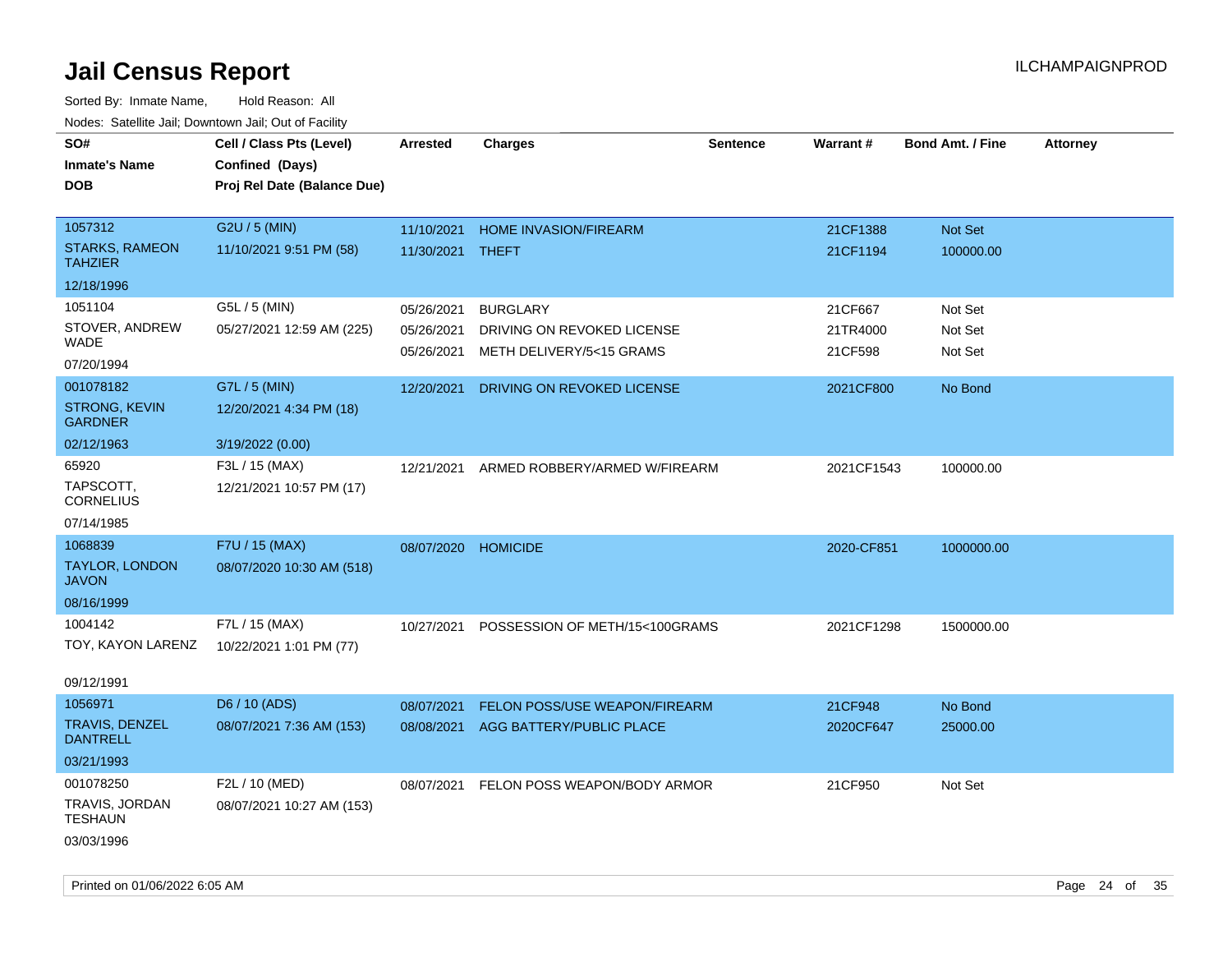# Jail Census Report

ILCHAMPAIGNPROD

Sorted By: Inmate Name, Hold Reason: All

Nodes: Satellite Jail; Downtown Jail; Out of Facility

| SO# / Inmate's Name / DOB | Cell / Class Pts (Level) / Confined (Days) / Proj Rel Date (Balance Due) | Arrested | Charges | Sentence | Warrant # | Bond Amt. / Fine | Attorney |
|---|---|---|---|---|---|---|---|
| 1057312<br>STARKS, RAMEON TAHZIER<br>12/18/1996 | G2U / 5 (MIN)<br>11/10/2021 9:51 PM (58) | 11/10/2021<br>11/30/2021 | HOME INVASION/FIREARM<br>THEFT | | 21CF1388<br>21CF1194 | Not Set<br>100000.00 | |
| 1051104<br>STOVER, ANDREW WADE<br>07/20/1994 | G5L / 5 (MIN)<br>05/27/2021 12:59 AM (225) | 05/26/2021<br>05/26/2021<br>05/26/2021 | BURGLARY<br>DRIVING ON REVOKED LICENSE<br>METH DELIVERY/5<15 GRAMS | | 21CF667<br>21TR4000<br>21CF598 | Not Set<br>Not Set<br>Not Set | |
| 001078182<br>STRONG, KEVIN GARDNER<br>02/12/1963 | G7L / 5 (MIN)<br>12/20/2021 4:34 PM (18)<br>3/19/2022 (0.00) | 12/20/2021 | DRIVING ON REVOKED LICENSE | | 2021CF800 | No Bond | |
| 65920<br>TAPSCOTT, CORNELIUS<br>07/14/1985 | F3L / 15 (MAX)<br>12/21/2021 10:57 PM (17) | 12/21/2021 | ARMED ROBBERY/ARMED W/FIREARM | | 2021CF1543 | 100000.00 | |
| 1068839<br>TAYLOR, LONDON JAVON<br>08/16/1999 | F7U / 15 (MAX)<br>08/07/2020 10:30 AM (518) | 08/07/2020 | HOMICIDE | | 2020-CF851 | 1000000.00 | |
| 1004142<br>TOY, KAYON LARENZ<br>09/12/1991 | F7L / 15 (MAX)<br>10/22/2021 1:01 PM (77) | 10/27/2021 | POSSESSION OF METH/15<100GRAMS | | 2021CF1298 | 1500000.00 | |
| 1056971<br>TRAVIS, DENZEL DANTRELL<br>03/21/1993 | D6 / 10 (ADS)<br>08/07/2021 7:36 AM (153) | 08/07/2021<br>08/08/2021 | FELON POSS/USE WEAPON/FIREARM<br>AGG BATTERY/PUBLIC PLACE | | 21CF948<br>2020CF647 | No Bond<br>25000.00 | |
| 001078250<br>TRAVIS, JORDAN TESHAUN<br>03/03/1996 | F2L / 10 (MED)<br>08/07/2021 10:27 AM (153) | 08/07/2021 | FELON POSS WEAPON/BODY ARMOR | | 21CF950 | Not Set | |

Printed on 01/06/2022 6:05 AM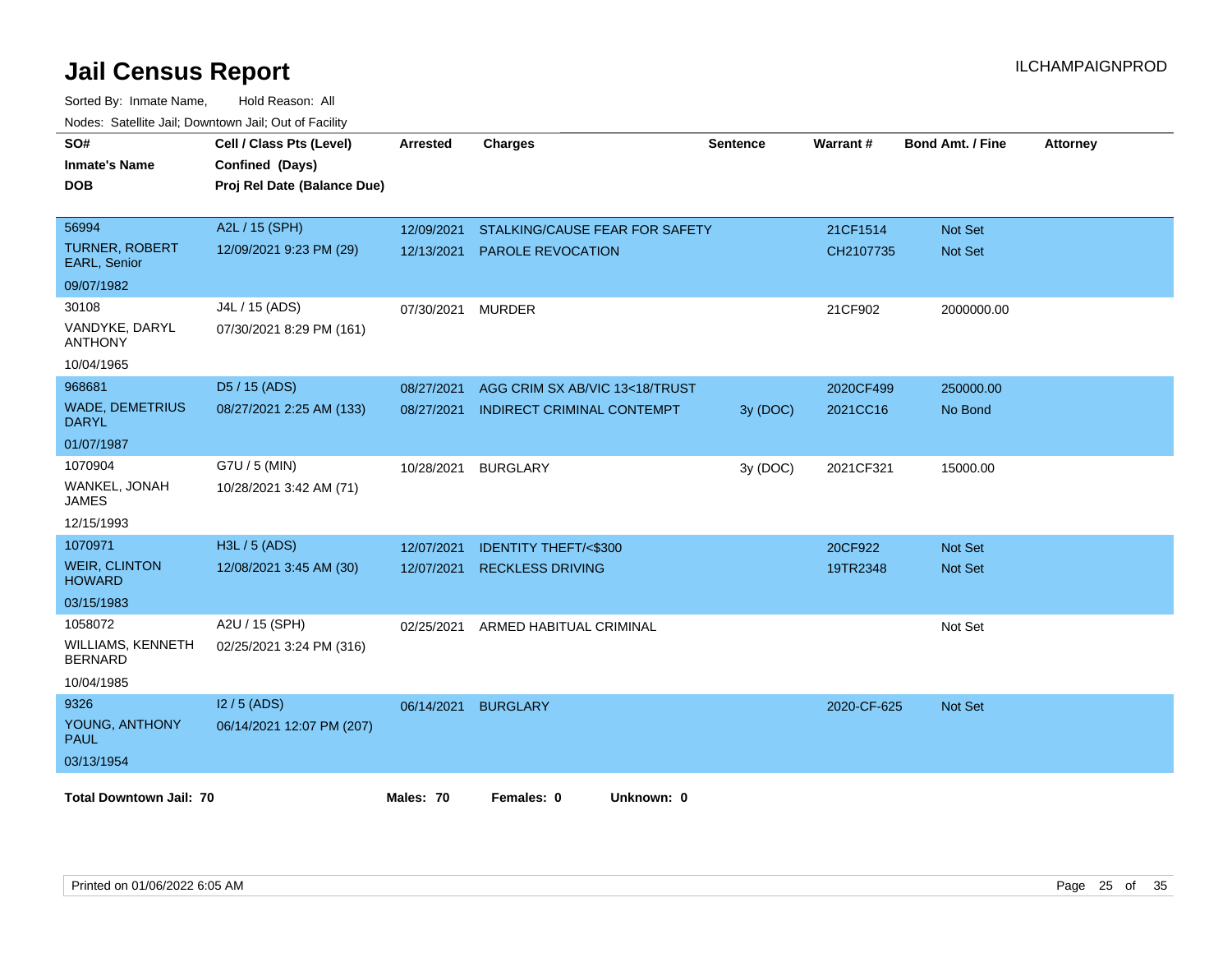# Jail Census Report

ILCHAMPAIGNPROD

Sorted By: Inmate Name, Hold Reason: All

Nodes: Satellite Jail; Downtown Jail; Out of Facility

| SO# / Inmate's Name / DOB | Cell / Class Pts (Level) / Confined (Days) / Proj Rel Date (Balance Due) | Arrested | Charges | Sentence | Warrant # | Bond Amt. / Fine | Attorney |
|---|---|---|---|---|---|---|---|
| 56994<br>TURNER, ROBERT EARL, Senior<br>09/07/1982 | A2L / 15 (SPH)<br>12/09/2021 9:23 PM (29) | 12/09/2021<br>12/13/2021 | STALKING/CAUSE FEAR FOR SAFETY<br>PAROLE REVOCATION | | 21CF1514<br>CH2107735 | Not Set<br>Not Set | |
| 30108<br>VANDYKE, DARYL ANTHONY<br>10/04/1965 | J4L / 15 (ADS)<br>07/30/2021 8:29 PM (161) | 07/30/2021 | MURDER | | 21CF902 | 2000000.00 | |
| 968681<br>WADE, DEMETRIUS DARYL<br>01/07/1987 | D5 / 15 (ADS)<br>08/27/2021 2:25 AM (133) | 08/27/2021<br>08/27/2021 | AGG CRIM SX AB/VIC 13<18/TRUST<br>INDIRECT CRIMINAL CONTEMPT | <br>3y (DOC) | 2020CF499<br>2021CC16 | 250000.00<br>No Bond | |
| 1070904<br>WANKEL, JONAH JAMES<br>12/15/1993 | G7U / 5 (MIN)<br>10/28/2021 3:42 AM (71) | 10/28/2021 | BURGLARY | 3y (DOC) | 2021CF321 | 15000.00 | |
| 1070971<br>WEIR, CLINTON HOWARD<br>03/15/1983 | H3L / 5 (ADS)<br>12/08/2021 3:45 AM (30) | 12/07/2021<br>12/07/2021 | IDENTITY THEFT/<$300<br>RECKLESS DRIVING | | 20CF922<br>19TR2348 | Not Set<br>Not Set | |
| 1058072<br>WILLIAMS, KENNETH BERNARD<br>10/04/1985 | A2U / 15 (SPH)<br>02/25/2021 3:24 PM (316) | 02/25/2021 | ARMED HABITUAL CRIMINAL | | | Not Set | |
| 9326<br>YOUNG, ANTHONY PAUL<br>03/13/1954 | I2 / 5 (ADS)<br>06/14/2021 12:07 PM (207) | 06/14/2021 | BURGLARY | | 2020-CF-625 | Not Set | |

**Total Downtown Jail: 70** **Males: 70** **Females: 0** **Unknown: 0**

Printed on 01/06/2022 6:05 AM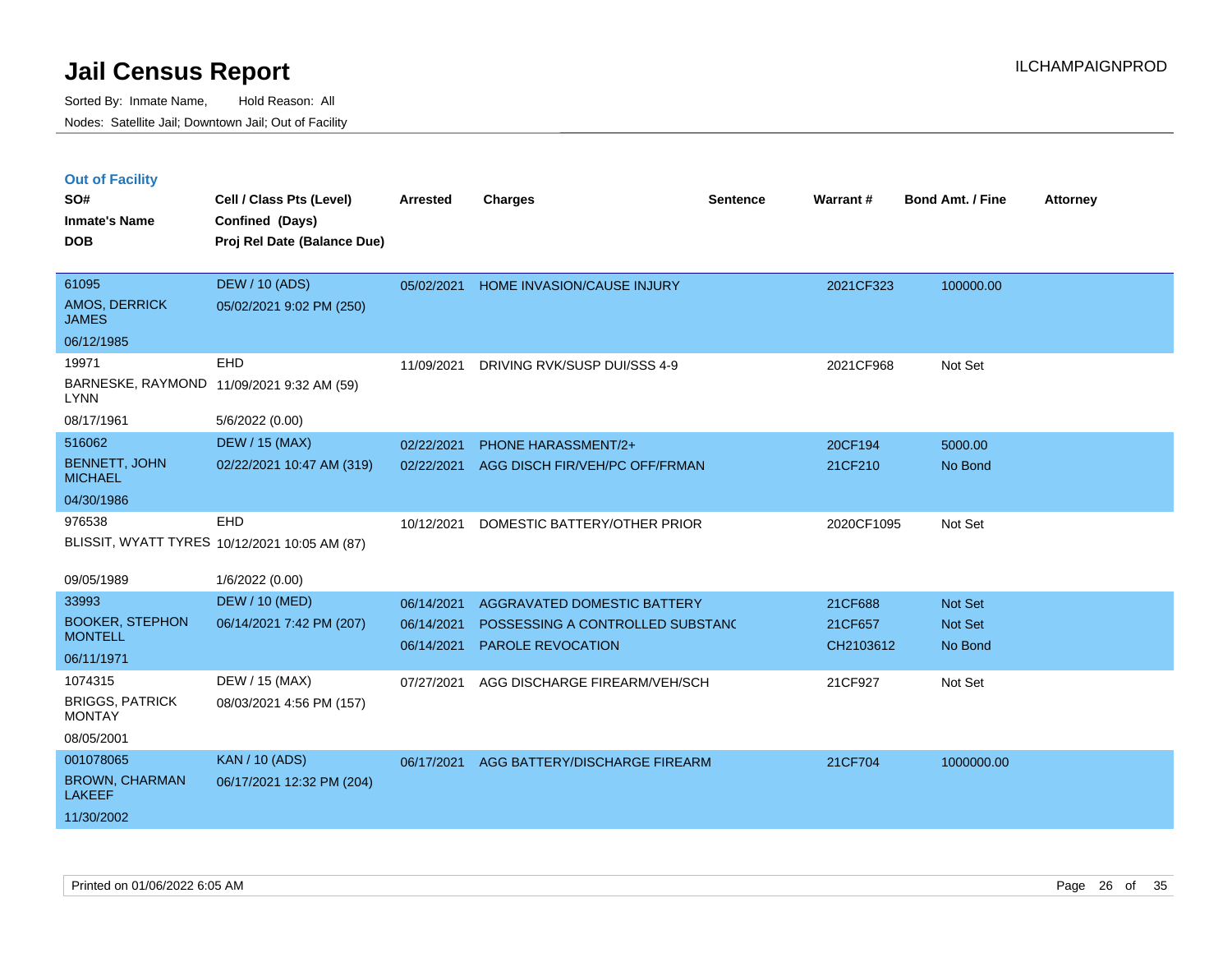# Jail Census Report

Sorted By: Inmate Name, Hold Reason: All

Nodes: Satellite Jail; Downtown Jail; Out of Facility

ILCHAMPAIGNPROD

### Out of Facility

| SO# / Inmate's Name / DOB | Cell / Class Pts (Level) / Confined (Days) / Proj Rel Date (Balance Due) | Arrested | Charges | Sentence | Warrant # | Bond Amt. / Fine | Attorney |
|---|---|---|---|---|---|---|---|
| 61095<br>AMOS, DERRICK JAMES<br>06/12/1985 | DEW / 10 (ADS)<br>05/02/2021 9:02 PM (250) | 05/02/2021 | HOME INVASION/CAUSE INJURY | | 2021CF323 | 100000.00 | |
| 19971<br>BARNESKE, RAYMOND LYNN<br>08/17/1961 | EHD<br>11/09/2021 9:32 AM (59)<br>5/6/2022 (0.00) | 11/09/2021 | DRIVING RVK/SUSP DUI/SSS 4-9 | | 2021CF968 | Not Set | |
| 516062<br>BENNETT, JOHN MICHAEL<br>04/30/1986 | DEW / 15 (MAX)<br>02/22/2021 10:47 AM (319) | 02/22/2021<br>02/22/2021 | PHONE HARASSMENT/2+<br>AGG DISCH FIR/VEH/PC OFF/FRMAN | | 20CF194<br>21CF210 | 5000.00<br>No Bond | |
| 976538<br>BLISSIT, WYATT TYRES<br>09/05/1989 | EHD<br>10/12/2021 10:05 AM (87)<br>1/6/2022 (0.00) | 10/12/2021 | DOMESTIC BATTERY/OTHER PRIOR | | 2020CF1095 | Not Set | |
| 33993<br>BOOKER, STEPHON MONTELL<br>06/11/1971 | DEW / 10 (MED)<br>06/14/2021 7:42 PM (207) | 06/14/2021<br>06/14/2021<br>06/14/2021 | AGGRAVATED DOMESTIC BATTERY<br>POSSESSING A CONTROLLED SUBSTANC<br>PAROLE REVOCATION | | 21CF688<br>21CF657<br>CH2103612 | Not Set<br>Not Set<br>No Bond | |
| 1074315<br>BRIGGS, PATRICK MONTAY<br>08/05/2001 | DEW / 15 (MAX)<br>08/03/2021 4:56 PM (157) | 07/27/2021 | AGG DISCHARGE FIREARM/VEH/SCH | | 21CF927 | Not Set | |
| 001078065<br>BROWN, CHARMAN LAKEEF<br>11/30/2002 | KAN / 10 (ADS)<br>06/17/2021 12:32 PM (204) | 06/17/2021 | AGG BATTERY/DISCHARGE FIREARM | | 21CF704 | 1000000.00 | |

Printed on 01/06/2022 6:05 AM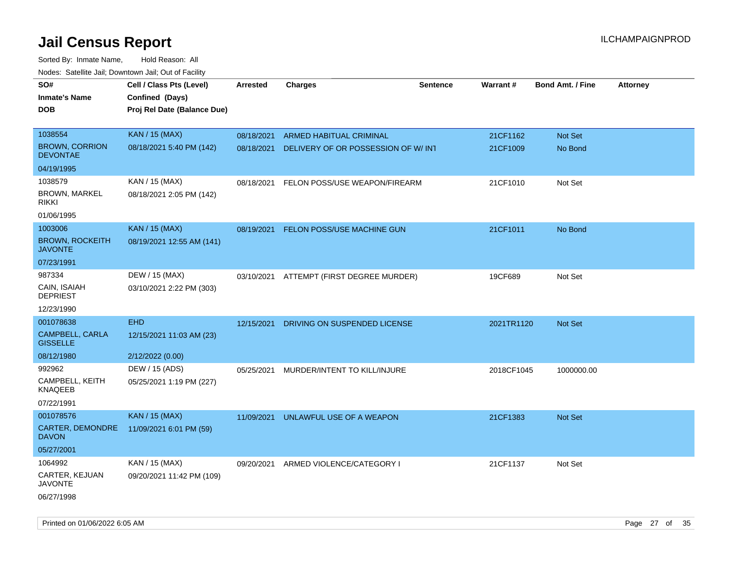# Jail Census Report

Sorted By: Inmate Name, Hold Reason: All

Nodes: Satellite Jail; Downtown Jail; Out of Facility

| SO# / Inmate's Name / DOB | Cell / Class Pts (Level) / Confined (Days) / Proj Rel Date (Balance Due) | Arrested | Charges | Sentence | Warrant # | Bond Amt. / Fine | Attorney |
|---|---|---|---|---|---|---|---|
| 1038554<br>BROWN, CORRION DEVONTAE<br>04/19/1995 | KAN / 15 (MAX)<br>08/18/2021 5:40 PM (142) | 08/18/2021 | ARMED HABITUAL CRIMINAL | | 21CF1162 | Not Set | |
| | | 08/18/2021 | DELIVERY OF OR POSSESSION OF W/ INT | | 21CF1009 | No Bond | |
| 1038579<br>BROWN, MARKEL RIKKI<br>01/06/1995 | KAN / 15 (MAX)<br>08/18/2021 2:05 PM (142) | 08/18/2021 | FELON POSS/USE WEAPON/FIREARM | | 21CF1010 | Not Set | |
| 1003006<br>BROWN, ROCKEITH JAVONTE<br>07/23/1991 | KAN / 15 (MAX)<br>08/19/2021 12:55 AM (141) | 08/19/2021 | FELON POSS/USE MACHINE GUN | | 21CF1011 | No Bond | |
| 987334<br>CAIN, ISAIAH DEPRIEST<br>12/23/1990 | DEW / 15 (MAX)<br>03/10/2021 2:22 PM (303) | 03/10/2021 | ATTEMPT (FIRST DEGREE MURDER) | | 19CF689 | Not Set | |
| 001078638<br>CAMPBELL, CARLA GISSELLE<br>08/12/1980 | EHD<br>12/15/2021 11:03 AM (23)<br>2/12/2022 (0.00) | 12/15/2021 | DRIVING ON SUSPENDED LICENSE | | 2021TR1120 | Not Set | |
| 992962<br>CAMPBELL, KEITH KNAQEEB<br>07/22/1991 | DEW / 15 (ADS)<br>05/25/2021 1:19 PM (227) | 05/25/2021 | MURDER/INTENT TO KILL/INJURE | | 2018CF1045 | 1000000.00 | |
| 001078576<br>CARTER, DEMONDRE DAVON<br>05/27/2001 | KAN / 15 (MAX)<br>11/09/2021 6:01 PM (59) | 11/09/2021 | UNLAWFUL USE OF A WEAPON | | 21CF1383 | Not Set | |
| 1064992<br>CARTER, KEJUAN JAVONTE<br>06/27/1998 | KAN / 15 (MAX)<br>09/20/2021 11:42 PM (109) | 09/20/2021 | ARMED VIOLENCE/CATEGORY I | | 21CF1137 | Not Set | |

Printed on 01/06/2022 6:05 AM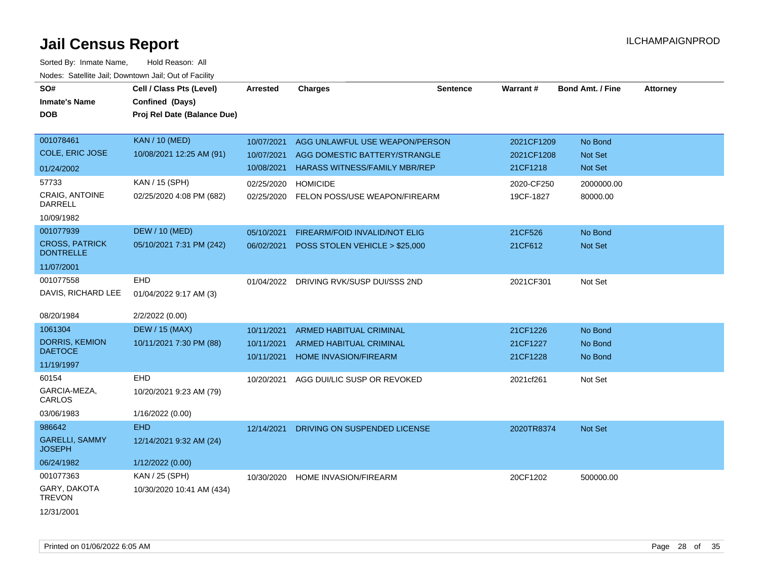# Jail Census Report

ILCHAMPAIGNPROD

Sorted By: Inmate Name, Hold Reason: All

Nodes: Satellite Jail; Downtown Jail; Out of Facility

| SO# / Inmate's Name / DOB | Cell / Class Pts (Level) / Confined (Days) / Proj Rel Date (Balance Due) | Arrested | Charges | Sentence | Warrant # | Bond Amt. / Fine | Attorney |
|---|---|---|---|---|---|---|---|
| 001078461<br>COLE, ERIC JOSE<br>01/24/2002 | KAN / 10 (MED)<br>10/08/2021 12:25 AM (91) | 10/07/2021<br>10/07/2021<br>10/08/2021 | AGG UNLAWFUL USE WEAPON/PERSON<br>AGG DOMESTIC BATTERY/STRANGLE<br>HARASS WITNESS/FAMILY MBR/REP | | 2021CF1209<br>2021CF1208<br>21CF1218 | No Bond<br>Not Set<br>Not Set | |
| 57733<br>CRAIG, ANTOINE DARRELL<br>10/09/1982 | KAN / 15 (SPH)<br>02/25/2020 4:08 PM (682) | 02/25/2020<br>02/25/2020 | HOMICIDE<br>FELON POSS/USE WEAPON/FIREARM | | 2020-CF250<br>19CF-1827 | 2000000.00<br>80000.00 | |
| 001077939<br>CROSS, PATRICK DONTRELLE<br>11/07/2001 | DEW / 10 (MED)<br>05/10/2021 7:31 PM (242) | 05/10/2021<br>06/02/2021 | FIREARM/FOID INVALID/NOT ELIG<br>POSS STOLEN VEHICLE > $25,000 | | 21CF526<br>21CF612 | No Bond<br>Not Set | |
| 001077558<br>DAVIS, RICHARD LEE<br>08/20/1984 | EHD<br>01/04/2022 9:17 AM (3)<br>2/2/2022 (0.00) | 01/04/2022 | DRIVING RVK/SUSP DUI/SSS 2ND | | 2021CF301 | Not Set | |
| 1061304<br>DORRIS, KEMION DAETOCE<br>11/19/1997 | DEW / 15 (MAX)<br>10/11/2021 7:30 PM (88) | 10/11/2021<br>10/11/2021<br>10/11/2021 | ARMED HABITUAL CRIMINAL<br>ARMED HABITUAL CRIMINAL<br>HOME INVASION/FIREARM | | 21CF1226<br>21CF1227<br>21CF1228 | No Bond<br>No Bond<br>No Bond | |
| 60154<br>GARCIA-MEZA, CARLOS<br>03/06/1983 | EHD<br>10/20/2021 9:23 AM (79)<br>1/16/2022 (0.00) | 10/20/2021 | AGG DUI/LIC SUSP OR REVOKED | | 2021cf261 | Not Set | |
| 986642<br>GARELLI, SAMMY JOSEPH<br>06/24/1982 | EHD<br>12/14/2021 9:32 AM (24)<br>1/12/2022 (0.00) | 12/14/2021 | DRIVING ON SUSPENDED LICENSE | | 2020TR8374 | Not Set | |
| 001077363<br>GARY, DAKOTA TREVON<br>12/31/2001 | KAN / 25 (SPH)<br>10/30/2020 10:41 AM (434) | 10/30/2020 | HOME INVASION/FIREARM | | 20CF1202 | 500000.00 | |

Printed on 01/06/2022 6:05 AM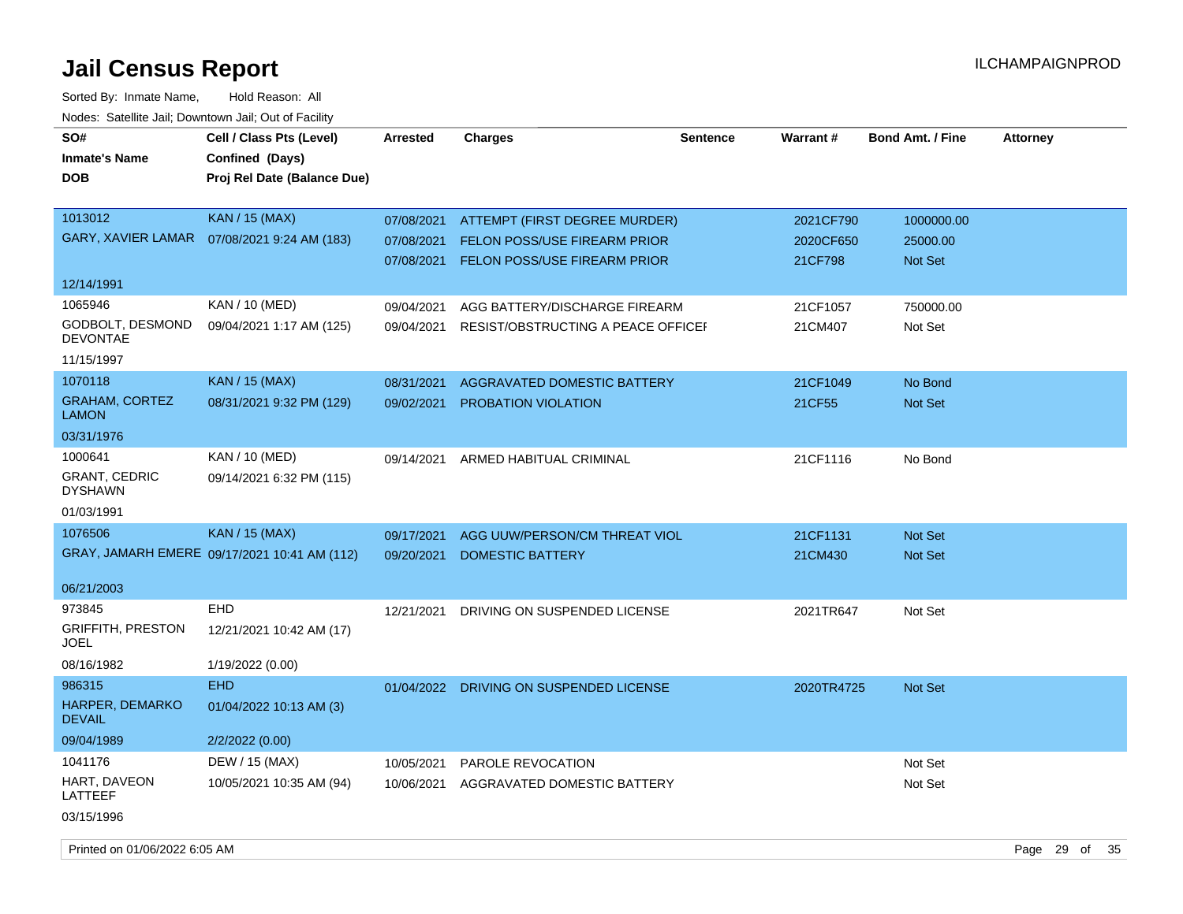# Jail Census Report

ILCHAMPAIGNPROD

Sorted By: Inmate Name, Hold Reason: All

Nodes: Satellite Jail; Downtown Jail; Out of Facility

| SO# / Inmate's Name / DOB | Cell / Class Pts (Level) / Confined (Days) / Proj Rel Date (Balance Due) | Arrested | Charges | Sentence | Warrant # | Bond Amt. / Fine | Attorney |
|---|---|---|---|---|---|---|---|
| 1013012<br>GARY, XAVIER LAMAR<br>12/14/1991 | KAN / 15 (MAX)<br>07/08/2021 9:24 AM (183) | 07/08/2021<br>07/08/2021<br>07/08/2021 | ATTEMPT (FIRST DEGREE MURDER)<br>FELON POSS/USE FIREARM PRIOR<br>FELON POSS/USE FIREARM PRIOR | | 2021CF790<br>2020CF650<br>21CF798 | 1000000.00<br>25000.00<br>Not Set | |
| 1065946<br>GODBOLT, DESMOND DEVONTAE<br>11/15/1997 | KAN / 10 (MED)<br>09/04/2021 1:17 AM (125) | 09/04/2021<br>09/04/2021 | AGG BATTERY/DISCHARGE FIREARM<br>RESIST/OBSTRUCTING A PEACE OFFICEI | | 21CF1057<br>21CM407 | 750000.00<br>Not Set | |
| 1070118<br>GRAHAM, CORTEZ LAMON<br>03/31/1976 | KAN / 15 (MAX)<br>08/31/2021 9:32 PM (129) | 08/31/2021<br>09/02/2021 | AGGRAVATED DOMESTIC BATTERY<br>PROBATION VIOLATION | | 21CF1049<br>21CF55 | No Bond<br>Not Set | |
| 1000641<br>GRANT, CEDRIC DYSHAWN<br>01/03/1991 | KAN / 10 (MED)<br>09/14/2021 6:32 PM (115) | 09/14/2021 | ARMED HABITUAL CRIMINAL | | 21CF1116 | No Bond | |
| 1076506<br>GRAY, JAMARH EMERE<br>06/21/2003 | KAN / 15 (MAX)<br>09/17/2021 10:41 AM (112) | 09/17/2021<br>09/20/2021 | AGG UUW/PERSON/CM THREAT VIOL<br>DOMESTIC BATTERY | | 21CF1131<br>21CM430 | Not Set<br>Not Set | |
| 973845<br>GRIFFITH, PRESTON JOEL<br>08/16/1982 | EHD<br>12/21/2021 10:42 AM (17)<br>1/19/2022 (0.00) | 12/21/2021 | DRIVING ON SUSPENDED LICENSE | | 2021TR647 | Not Set | |
| 986315<br>HARPER, DEMARKO DEVAIL<br>09/04/1989 | EHD<br>01/04/2022 10:13 AM (3)<br>2/2/2022 (0.00) | 01/04/2022 | DRIVING ON SUSPENDED LICENSE | | 2020TR4725 | Not Set | |
| 1041176<br>HART, DAVEON LATTEEF<br>03/15/1996 | DEW / 15 (MAX)<br>10/05/2021 10:35 AM (94) | 10/05/2021<br>10/06/2021 | PAROLE REVOCATION<br>AGGRAVATED DOMESTIC BATTERY | | | Not Set<br>Not Set | |

Printed on 01/06/2022 6:05 AM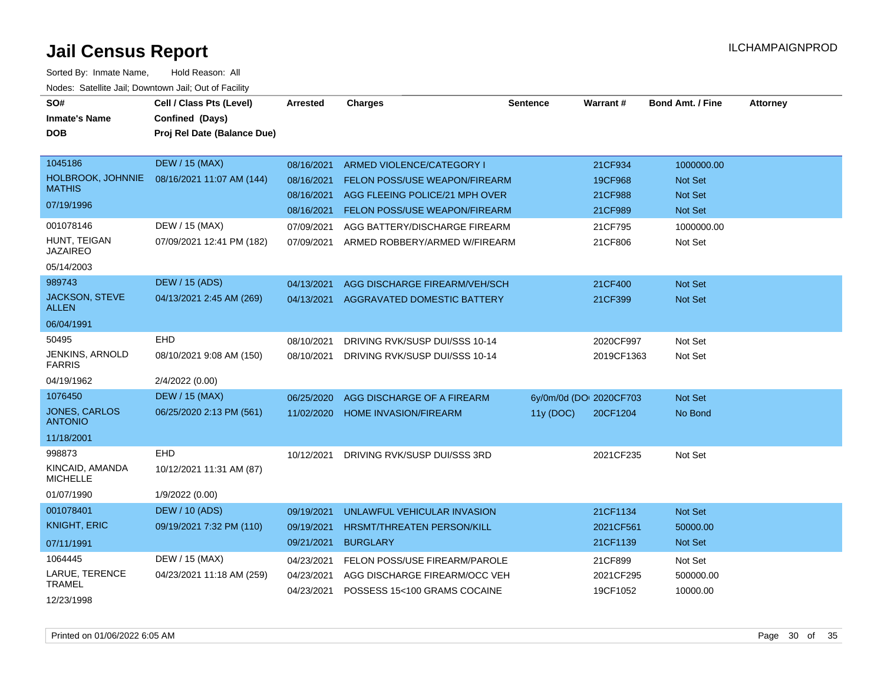# Jail Census Report

Sorted By: Inmate Name, Hold Reason: All

Nodes: Satellite Jail; Downtown Jail; Out of Facility

| SO# / Inmate's Name / DOB | Cell / Class Pts (Level) / Confined (Days) / Proj Rel Date (Balance Due) | Arrested | Charges | Sentence | Warrant # | Bond Amt. / Fine | Attorney |
|---|---|---|---|---|---|---|---|
| 1045186 | DEW / 15 (MAX) | 08/16/2021 | ARMED VIOLENCE/CATEGORY I | | 21CF934 | 1000000.00 | |
| HOLBROOK, JOHNNIE MATHIS | 08/16/2021 11:07 AM (144) | 08/16/2021 | FELON POSS/USE WEAPON/FIREARM | | 19CF968 | Not Set | |
| 07/19/1996 | | 08/16/2021 | AGG FLEEING POLICE/21 MPH OVER | | 21CF988 | Not Set | |
| | | 08/16/2021 | FELON POSS/USE WEAPON/FIREARM | | 21CF989 | Not Set | |
| 001078146 | DEW / 15 (MAX) | 07/09/2021 | AGG BATTERY/DISCHARGE FIREARM | | 21CF795 | 1000000.00 | |
| HUNT, TEIGAN JAZAIREO | 07/09/2021 12:41 PM (182) | 07/09/2021 | ARMED ROBBERY/ARMED W/FIREARM | | 21CF806 | Not Set | |
| 05/14/2003 | | | | | | | |
| 989743 | DEW / 15 (ADS) | 04/13/2021 | AGG DISCHARGE FIREARM/VEH/SCH | | 21CF400 | Not Set | |
| JACKSON, STEVE ALLEN | 04/13/2021 2:45 AM (269) | 04/13/2021 | AGGRAVATED DOMESTIC BATTERY | | 21CF399 | Not Set | |
| 06/04/1991 | | | | | | | |
| 50495 | EHD | 08/10/2021 | DRIVING RVK/SUSP DUI/SSS 10-14 | | 2020CF997 | Not Set | |
| JENKINS, ARNOLD FARRIS | 08/10/2021 9:08 AM (150) | 08/10/2021 | DRIVING RVK/SUSP DUI/SSS 10-14 | | 2019CF1363 | Not Set | |
| 04/19/1962 | 2/4/2022 (0.00) | | | | | | |
| 1076450 | DEW / 15 (MAX) | 06/25/2020 | AGG DISCHARGE OF A FIREARM | 6y/0m/0d (DO | 2020CF703 | Not Set | |
| JONES, CARLOS ANTONIO | 06/25/2020 2:13 PM (561) | 11/02/2020 | HOME INVASION/FIREARM | 11y (DOC) | 20CF1204 | No Bond | |
| 11/18/2001 | | | | | | | |
| 998873 | EHD | 10/12/2021 | DRIVING RVK/SUSP DUI/SSS 3RD | | 2021CF235 | Not Set | |
| KINCAID, AMANDA MICHELLE | 10/12/2021 11:31 AM (87) | | | | | | |
| 01/07/1990 | 1/9/2022 (0.00) | | | | | | |
| 001078401 | DEW / 10 (ADS) | 09/19/2021 | UNLAWFUL VEHICULAR INVASION | | 21CF1134 | Not Set | |
| KNIGHT, ERIC | 09/19/2021 7:32 PM (110) | 09/19/2021 | HRSMT/THREATEN PERSON/KILL | | 2021CF561 | 50000.00 | |
| 07/11/1991 | | 09/21/2021 | BURGLARY | | 21CF1139 | Not Set | |
| 1064445 | DEW / 15 (MAX) | 04/23/2021 | FELON POSS/USE FIREARM/PAROLE | | 21CF899 | Not Set | |
| LARUE, TERENCE TRAMEL | 04/23/2021 11:18 AM (259) | 04/23/2021 | AGG DISCHARGE FIREARM/OCC VEH | | 2021CF295 | 500000.00 | |
| 12/23/1998 | | 04/23/2021 | POSSESS 15<100 GRAMS COCAINE | | 19CF1052 | 10000.00 | |

Printed on 01/06/2022 6:05 AM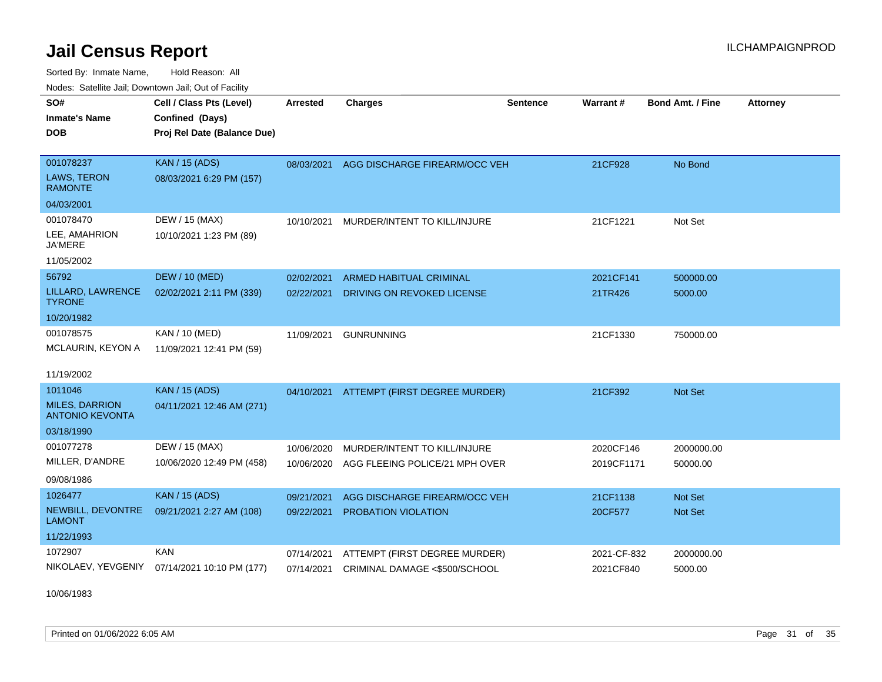# Jail Census Report

Sorted By: Inmate Name, Hold Reason: All

Nodes: Satellite Jail; Downtown Jail; Out of Facility

| SO#<br>Inmate's Name<br>DOB | Cell / Class Pts (Level)<br>Confined (Days)<br>Proj Rel Date (Balance Due) | Arrested | Charges | Sentence | Warrant # | Bond Amt. / Fine | Attorney |
|---|---|---|---|---|---|---|---|
| 001078237<br>LAWS, TERON RAMONTE<br>04/03/2001 | KAN / 15 (ADS)<br>08/03/2021 6:29 PM (157) | 08/03/2021 | AGG DISCHARGE FIREARM/OCC VEH | | 21CF928 | No Bond | |
| 001078470<br>LEE, AMAHRION JA'MERE<br>11/05/2002 | DEW / 15 (MAX)<br>10/10/2021 1:23 PM (89) | 10/10/2021 | MURDER/INTENT TO KILL/INJURE | | 21CF1221 | Not Set | |
| 56792<br>LILLARD, LAWRENCE TYRONE<br>10/20/1982 | DEW / 10 (MED)<br>02/02/2021 2:11 PM (339) | 02/02/2021<br>02/22/2021 | ARMED HABITUAL CRIMINAL<br>DRIVING ON REVOKED LICENSE | | 2021CF141<br>21TR426 | 500000.00<br>5000.00 | |
| 001078575<br>MCLAURIN, KEYON A<br>11/19/2002 | KAN / 10 (MED)<br>11/09/2021 12:41 PM (59) | 11/09/2021 | GUNRUNNING | | 21CF1330 | 750000.00 | |
| 1011046<br>MILES, DARRION ANTONIO KEVONTA<br>03/18/1990 | KAN / 15 (ADS)<br>04/11/2021 12:46 AM (271) | 04/10/2021 | ATTEMPT (FIRST DEGREE MURDER) | | 21CF392 | Not Set | |
| 001077278<br>MILLER, D'ANDRE<br>09/08/1986 | DEW / 15 (MAX)<br>10/06/2020 12:49 PM (458) | 10/06/2020<br>10/06/2020 | MURDER/INTENT TO KILL/INJURE<br>AGG FLEEING POLICE/21 MPH OVER | | 2020CF146<br>2019CF1171 | 2000000.00<br>50000.00 | |
| 1026477<br>NEWBILL, DEVONTRE LAMONT<br>11/22/1993 | KAN / 15 (ADS)<br>09/21/2021 2:27 AM (108) | 09/21/2021<br>09/22/2021 | AGG DISCHARGE FIREARM/OCC VEH<br>PROBATION VIOLATION | | 21CF1138<br>20CF577 | Not Set<br>Not Set | |
| 1072907<br>NIKOLAEV, YEVGENIY<br>10/06/1983 | KAN<br>07/14/2021 10:10 PM (177) | 07/14/2021<br>07/14/2021 | ATTEMPT (FIRST DEGREE MURDER)<br>CRIMINAL DAMAGE <$500/SCHOOL | | 2021-CF-832<br>2021CF840 | 2000000.00<br>5000.00 | |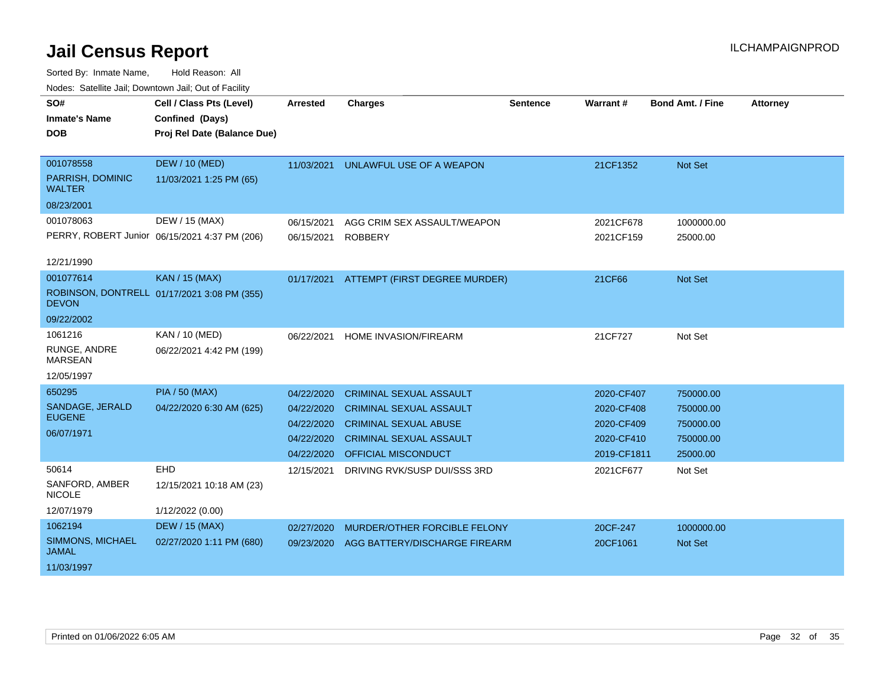# Jail Census Report

ILCHAMPAIGNPROD

Sorted By: Inmate Name, Hold Reason: All

Nodes: Satellite Jail; Downtown Jail; Out of Facility

| SO# / Inmate's Name / DOB | Cell / Class Pts (Level) / Confined (Days) / Proj Rel Date (Balance Due) | Arrested | Charges | Sentence | Warrant # | Bond Amt. / Fine | Attorney |
|---|---|---|---|---|---|---|---|
| 001078558<br>PARRISH, DOMINIC WALTER<br>08/23/2001 | DEW / 10 (MED)<br>11/03/2021 1:25 PM (65) | 11/03/2021 | UNLAWFUL USE OF A WEAPON | | 21CF1352 | Not Set | |
| 001078063<br>PERRY, ROBERT Junior<br>12/21/1990 | DEW / 15 (MAX)<br>06/15/2021 4:37 PM (206) | 06/15/2021 | AGG CRIM SEX ASSAULT/WEAPON | | 2021CF678 | 1000000.00 | |
| | | 06/15/2021 | ROBBERY | | 2021CF159 | 25000.00 | |
| 001077614<br>ROBINSON, DONTRELL DEVON<br>09/22/2002 | KAN / 15 (MAX)<br>01/17/2021 3:08 PM (355) | 01/17/2021 | ATTEMPT (FIRST DEGREE MURDER) | | 21CF66 | Not Set | |
| 1061216<br>RUNGE, ANDRE MARSEAN<br>12/05/1997 | KAN / 10 (MED)<br>06/22/2021 4:42 PM (199) | 06/22/2021 | HOME INVASION/FIREARM | | 21CF727 | Not Set | |
| 650295<br>SANDAGE, JERALD EUGENE<br>06/07/1971 | PIA / 50 (MAX)<br>04/22/2020 6:30 AM (625) | 04/22/2020 | CRIMINAL SEXUAL ASSAULT | | 2020-CF407 | 750000.00 | |
| | | 04/22/2020 | CRIMINAL SEXUAL ASSAULT | | 2020-CF408 | 750000.00 | |
| | | 04/22/2020 | CRIMINAL SEXUAL ABUSE | | 2020-CF409 | 750000.00 | |
| | | 04/22/2020 | CRIMINAL SEXUAL ASSAULT | | 2020-CF410 | 750000.00 | |
| | | 04/22/2020 | OFFICIAL MISCONDUCT | | 2019-CF1811 | 25000.00 | |
| 50614<br>SANFORD, AMBER NICOLE<br>12/07/1979 | EHD<br>12/15/2021 10:18 AM (23)<br>1/12/2022 (0.00) | 12/15/2021 | DRIVING RVK/SUSP DUI/SSS 3RD | | 2021CF677 | Not Set | |
| 1062194<br>SIMMONS, MICHAEL JAMAL<br>11/03/1997 | DEW / 15 (MAX)<br>02/27/2020 1:11 PM (680) | 02/27/2020 | MURDER/OTHER FORCIBLE FELONY | | 20CF-247 | 1000000.00 | |
| | | 09/23/2020 | AGG BATTERY/DISCHARGE FIREARM | | 20CF1061 | Not Set | |

Printed on 01/06/2022 6:05 AM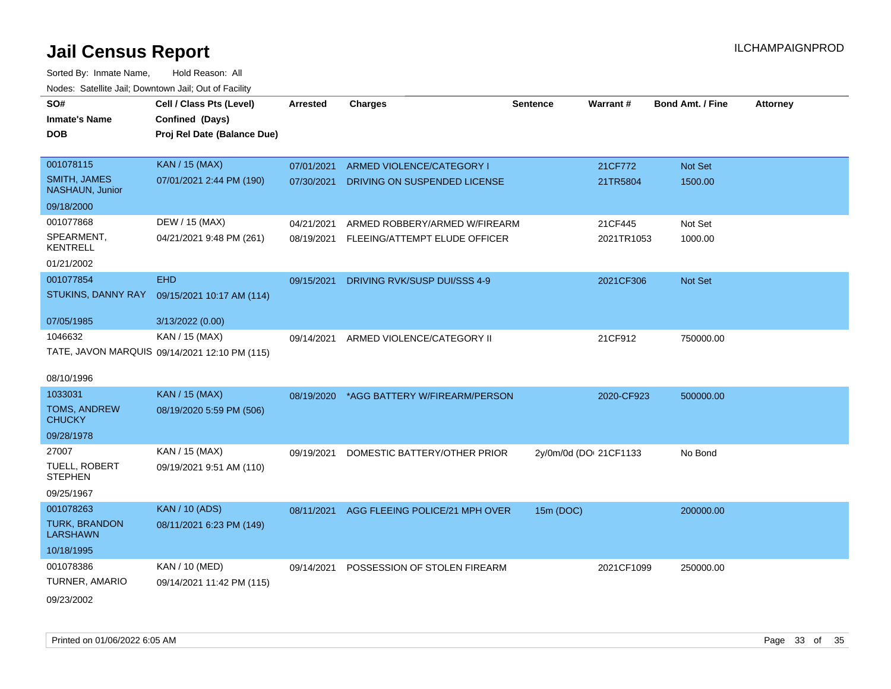# Jail Census Report

ILCHAMPAIGNPROD

Sorted By: Inmate Name, Hold Reason: All

Nodes: Satellite Jail; Downtown Jail; Out of Facility

| SO# / Inmate's Name / DOB | Cell / Class Pts (Level) / Confined (Days) / Proj Rel Date (Balance Due) | Arrested | Charges | Sentence | Warrant # | Bond Amt. / Fine | Attorney |
|---|---|---|---|---|---|---|---|
| 001078115<br>SMITH, JAMES NASHAUN, Junior<br>09/18/2000 | KAN / 15 (MAX)<br>07/01/2021 2:44 PM (190) | 07/01/2021 | ARMED VIOLENCE/CATEGORY I | | 21CF772 | Not Set | |
| | | 07/30/2021 | DRIVING ON SUSPENDED LICENSE | | 21TR5804 | 1500.00 | |
| 001077868<br>SPEARMENT, KENTRELL<br>01/21/2002 | DEW / 15 (MAX)<br>04/21/2021 9:48 PM (261) | 04/21/2021 | ARMED ROBBERY/ARMED W/FIREARM | | 21CF445 | Not Set | |
| | | 08/19/2021 | FLEEING/ATTEMPT ELUDE OFFICER | | 2021TR1053 | 1000.00 | |
| 001077854<br>STUKINS, DANNY RAY<br>07/05/1985 | EHD<br>09/15/2021 10:17 AM (114)<br>3/13/2022 (0.00) | 09/15/2021 | DRIVING RVK/SUSP DUI/SSS 4-9 | | 2021CF306 | Not Set | |
| 1046632<br>TATE, JAVON MARQUIS<br>08/10/1996 | KAN / 15 (MAX)<br>09/14/2021 12:10 PM (115) | 09/14/2021 | ARMED VIOLENCE/CATEGORY II | | 21CF912 | 750000.00 | |
| 1033031<br>TOMS, ANDREW CHUCKY<br>09/28/1978 | KAN / 15 (MAX)<br>08/19/2020 5:59 PM (506) | 08/19/2020 | *AGG BATTERY W/FIREARM/PERSON | | 2020-CF923 | 500000.00 | |
| 27007<br>TUELL, ROBERT STEPHEN<br>09/25/1967 | KAN / 15 (MAX)<br>09/19/2021 9:51 AM (110) | 09/19/2021 | DOMESTIC BATTERY/OTHER PRIOR | 2y/0m/0d (DO | 21CF1133 | No Bond | |
| 001078263<br>TURK, BRANDON LARSHAWN<br>10/18/1995 | KAN / 10 (ADS)<br>08/11/2021 6:23 PM (149) | 08/11/2021 | AGG FLEEING POLICE/21 MPH OVER | 15m (DOC) | | 200000.00 | |
| 001078386<br>TURNER, AMARIO<br>09/23/2002 | KAN / 10 (MED)<br>09/14/2021 11:42 PM (115) | 09/14/2021 | POSSESSION OF STOLEN FIREARM | | 2021CF1099 | 250000.00 | |

Printed on 01/06/2022 6:05 AM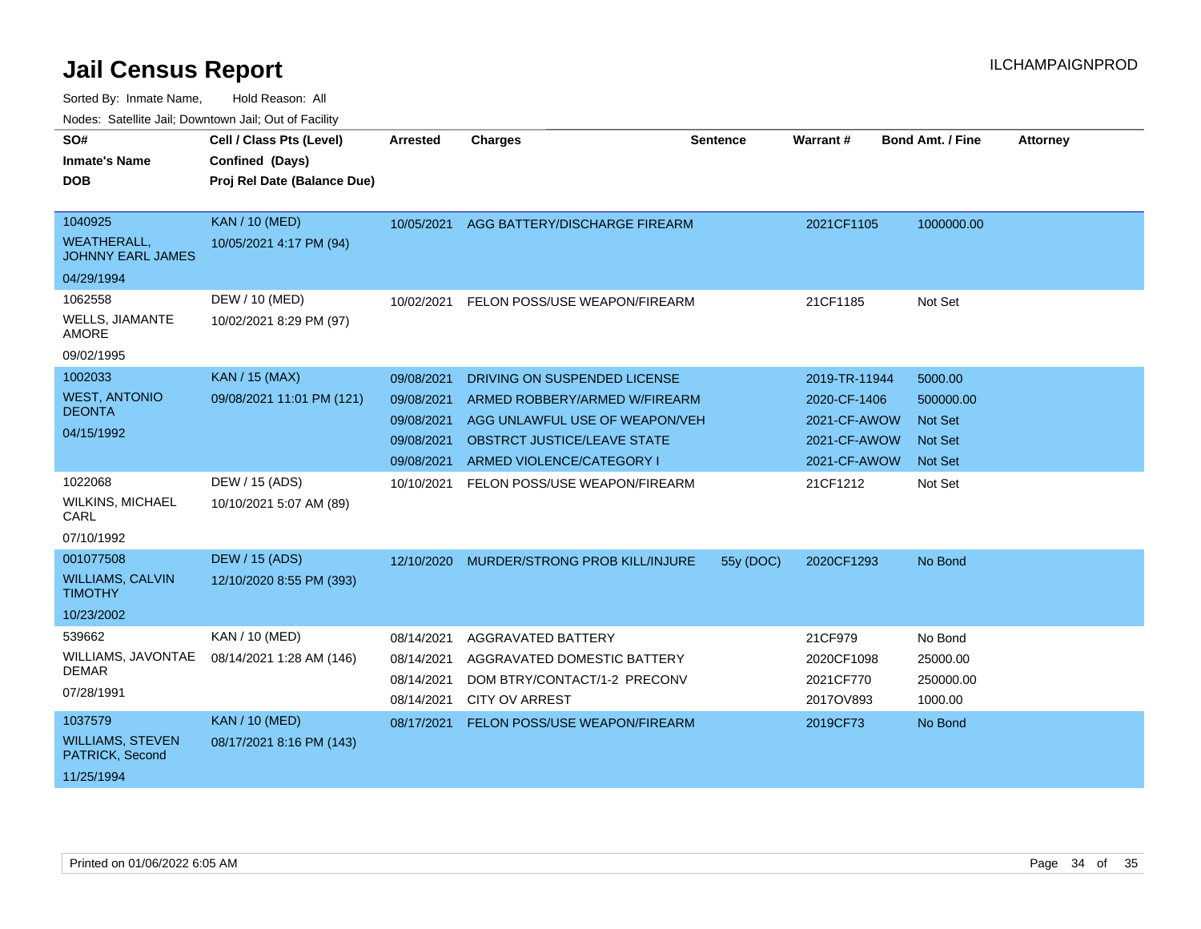# Jail Census Report

Sorted By: Inmate Name, Hold Reason: All

Nodes: Satellite Jail; Downtown Jail; Out of Facility

| SO# / Inmate's Name / DOB | Cell / Class Pts (Level) / Confined (Days) / Proj Rel Date (Balance Due) | Arrested | Charges | Sentence | Warrant # | Bond Amt. / Fine | Attorney |
|---|---|---|---|---|---|---|---|
| 1040925<br>WEATHERALL, JOHNNY EARL JAMES<br>04/29/1994 | KAN / 10 (MED)<br>10/05/2021 4:17 PM (94) | 10/05/2021 | AGG BATTERY/DISCHARGE FIREARM | | 2021CF1105 | 1000000.00 | |
| 1062558<br>WELLS, JIAMANTE AMORE<br>09/02/1995 | DEW / 10 (MED)<br>10/02/2021 8:29 PM (97) | 10/02/2021 | FELON POSS/USE WEAPON/FIREARM | | 21CF1185 | Not Set | |
| 1002033<br>WEST, ANTONIO DEONTA<br>04/15/1992 | KAN / 15 (MAX)<br>09/08/2021 11:01 PM (121) | 09/08/2021 | DRIVING ON SUSPENDED LICENSE | | 2019-TR-11944 | 5000.00 | |
| | | 09/08/2021 | ARMED ROBBERY/ARMED W/FIREARM | | 2020-CF-1406 | 500000.00 | |
| | | 09/08/2021 | AGG UNLAWFUL USE OF WEAPON/VEH | | 2021-CF-AWOW | Not Set | |
| | | 09/08/2021 | OBSTRCT JUSTICE/LEAVE STATE | | 2021-CF-AWOW | Not Set | |
| | | 09/08/2021 | ARMED VIOLENCE/CATEGORY I | | 2021-CF-AWOW | Not Set | |
| 1022068<br>WILKINS, MICHAEL CARL<br>07/10/1992 | DEW / 15 (ADS)<br>10/10/2021 5:07 AM (89) | 10/10/2021 | FELON POSS/USE WEAPON/FIREARM | | 21CF1212 | Not Set | |
| 001077508<br>WILLIAMS, CALVIN TIMOTHY<br>10/23/2002 | DEW / 15 (ADS)<br>12/10/2020 8:55 PM (393) | 12/10/2020 | MURDER/STRONG PROB KILL/INJURE | 55y (DOC) | 2020CF1293 | No Bond | |
| 539662<br>WILLIAMS, JAVONTAE DEMAR<br>07/28/1991 | KAN / 10 (MED)<br>08/14/2021 1:28 AM (146) | 08/14/2021 | AGGRAVATED BATTERY | | 21CF979 | No Bond | |
| | | 08/14/2021 | AGGRAVATED DOMESTIC BATTERY | | 2020CF1098 | 25000.00 | |
| | | 08/14/2021 | DOM BTRY/CONTACT/1-2 PRECONV | | 2021CF770 | 250000.00 | |
| | | 08/14/2021 | CITY OV ARREST | | 2017OV893 | 1000.00 | |
| 1037579<br>WILLIAMS, STEVEN PATRICK, Second<br>11/25/1994 | KAN / 10 (MED)<br>08/17/2021 8:16 PM (143) | 08/17/2021 | FELON POSS/USE WEAPON/FIREARM | | 2019CF73 | No Bond | |

Printed on 01/06/2022 6:05 AM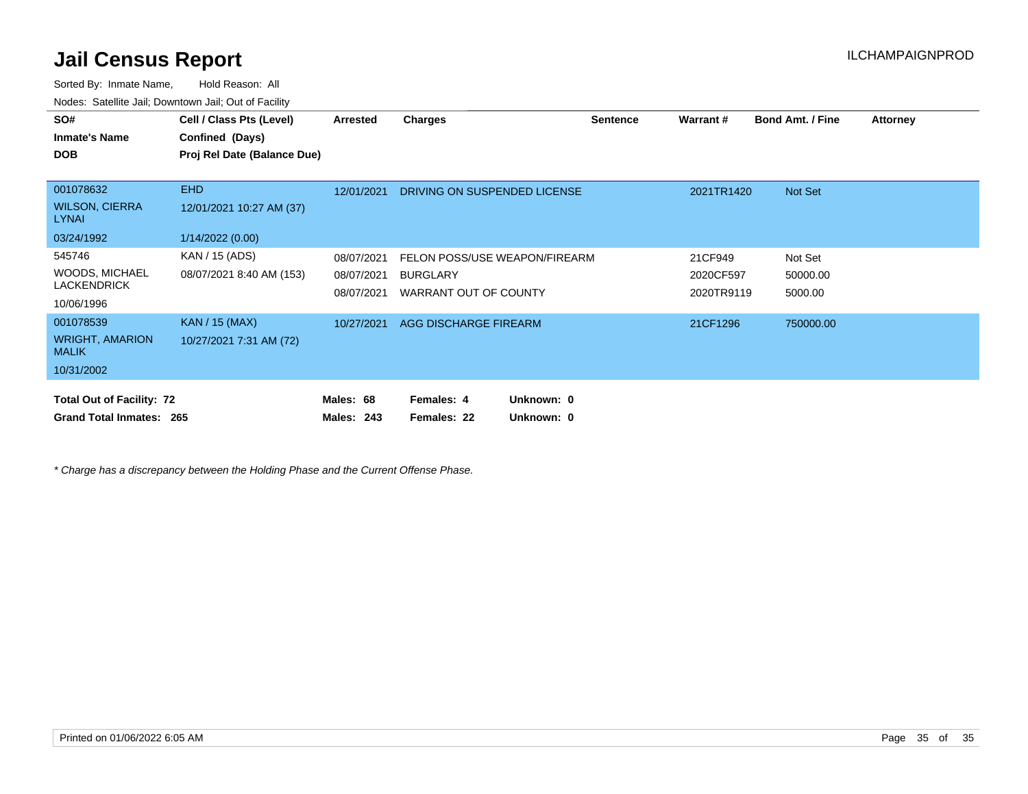# Jail Census Report

ILCHAMPAIGNPROD

Sorted By: Inmate Name, Hold Reason: All

Nodes: Satellite Jail; Downtown Jail; Out of Facility

| SO# / Inmate's Name / DOB | Cell / Class Pts (Level) / Confined (Days) / Proj Rel Date (Balance Due) | Arrested | Charges | Sentence | Warrant # | Bond Amt. / Fine | Attorney |
|---|---|---|---|---|---|---|---|
| 001078632<br>WILSON, CIERRA LYNAI<br>03/24/1992 | EHD<br>12/01/2021 10:27 AM (37)<br>1/14/2022 (0.00) | 12/01/2021 | DRIVING ON SUSPENDED LICENSE | | 2021TR1420 | Not Set | |
| 545746<br>WOODS, MICHAEL LACKENDRICK<br>10/06/1996 | KAN / 15 (ADS)<br>08/07/2021 8:40 AM (153) | 08/07/2021 | FELON POSS/USE WEAPON/FIREARM | | 21CF949 | Not Set | |
| | | 08/07/2021 | BURGLARY | | 2020CF597 | 50000.00 | |
| | | 08/07/2021 | WARRANT OUT OF COUNTY | | 2020TR9119 | 5000.00 | |
| 001078539<br>WRIGHT, AMARION MALIK<br>10/31/2002 | KAN / 15 (MAX)<br>10/27/2021 7:31 AM (72) | 10/27/2021 | AGG DISCHARGE FIREARM | | 21CF1296 | 750000.00 | |

**Total Out of Facility: 72** **Males: 68** **Females: 4** **Unknown: 0**

**Grand Total Inmates: 265** **Males: 243** **Females: 22** **Unknown: 0**

*\* Charge has a discrepancy between the Holding Phase and the Current Offense Phase.*

Printed on 01/06/2022 6:05 AM